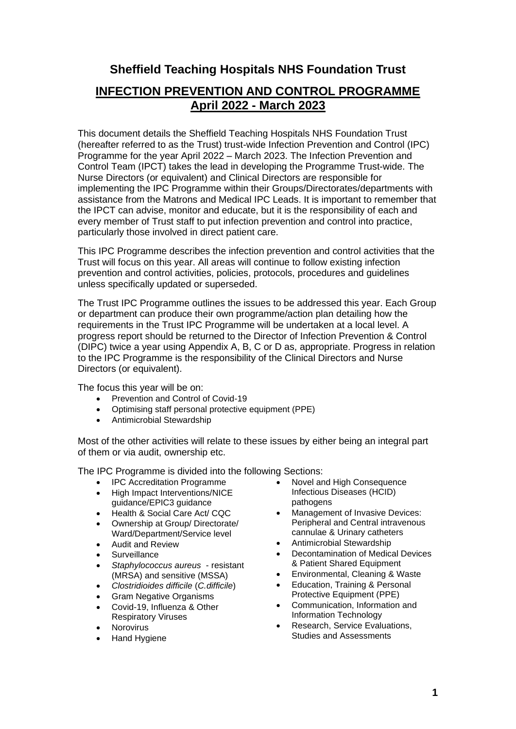# Sheffield Teaching Hospitals NHS Foundation Trust

## INFECTION PREVENTION AND CONTROL PROGRAMME April 2022 - March 2023

This document details the Sheffield Teaching Hospitals NHS Foundation Trust (hereafter referred to as the Trust) trust-wide Infection Prevention and Control (IPC) Programme for the year April 2022 – March 2023. The Infection Prevention and Control Team (IPCT) takes the lead in developing the Programme Trust-wide. The Nurse Directors (or equivalent) and Clinical Directors are responsible for implementing the IPC Programme within their Groups/Directorates/departments with assistance from the Matrons and Medical IPC Leads. It is important to remember that the IPCT can advise, monitor and educate, but it is the responsibility of each and every member of Trust staff to put infection prevention and control into practice, particularly those involved in direct patient care.

This IPC Programme describes the infection prevention and control activities that the Trust will focus on this year. All areas will continue to follow existing infection prevention and control activities, policies, protocols, procedures and guidelines unless specifically updated or superseded.

The Trust IPC Programme outlines the issues to be addressed this year. Each Group or department can produce their own programme/action plan detailing how the requirements in the Trust IPC Programme will be undertaken at a local level. A progress report should be returned to the Director of Infection Prevention & Control (DIPC) twice a year using Appendix A, B, C or D as, appropriate. Progress in relation to the IPC Programme is the responsibility of the Clinical Directors and Nurse Directors (or equivalent).

The focus this year will be on:

- Prevention and Control of Covid-19
- Optimising staff personal protective equipment (PPE)
- Antimicrobial Stewardship

Most of the other activities will relate to these issues by either being an integral part of them or via audit, ownership etc.

The IPC Programme is divided into the following Sections:

- IPC Accreditation Programme
- High Impact Interventions/NICE guidance/EPIC3 guidance
- Health & Social Care Act/ CQC
- Ownership at Group/ Directorate/ Ward/Department/Service level
- Audit and Review
- Surveillance
- *Staphylococcus aureus* - resistant (MRSA) and sensitive (MSSA)
- *Clostridioides difficile* (*C.difficile*)
- Gram Negative Organisms
- Covid-19, Influenza & Other Respiratory Viruses
- Norovirus
- Hand Hygiene
- Novel and High Consequence Infectious Diseases (HCID) pathogens
- Management of Invasive Devices: Peripheral and Central intravenous cannulae & Urinary catheters
- Antimicrobial Stewardship
- Decontamination of Medical Devices & Patient Shared Equipment
- Environmental, Cleaning & Waste
- Education, Training & Personal Protective Equipment (PPE)
- Communication, Information and Information Technology
- Research, Service Evaluations, Studies and Assessments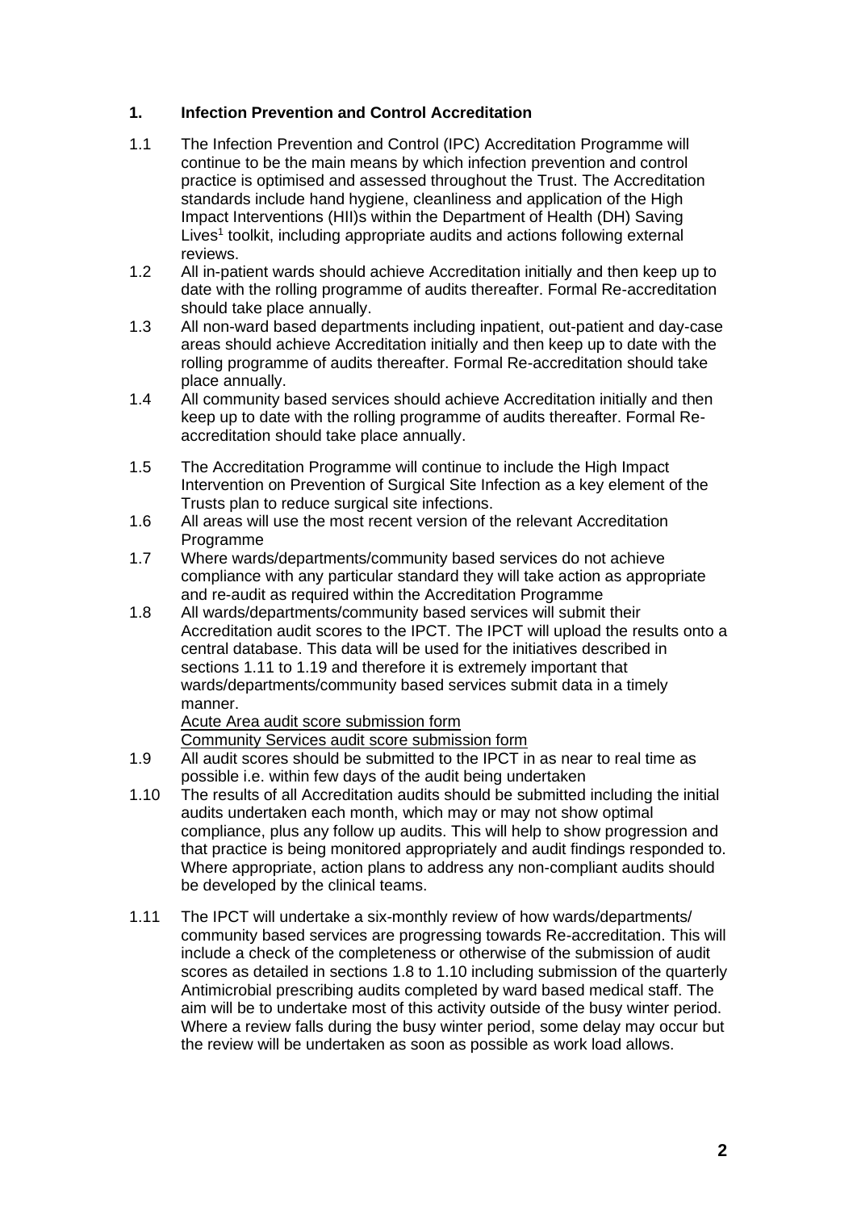## 1. Infection Prevention and Control Accreditation

1.1 The Infection Prevention and Control (IPC) Accreditation Programme will continue to be the main means by which infection prevention and control practice is optimised and assessed throughout the Trust. The Accreditation standards include hand hygiene, cleanliness and application of the High Impact Interventions (HII)s within the Department of Health (DH) Saving Lives[1] toolkit, including appropriate audits and actions following external reviews.

1.2 All in-patient wards should achieve Accreditation initially and then keep up to date with the rolling programme of audits thereafter. Formal Re-accreditation should take place annually.

1.3 All non-ward based departments including inpatient, out-patient and day-case areas should achieve Accreditation initially and then keep up to date with the rolling programme of audits thereafter. Formal Re-accreditation should take place annually.

1.4 All community based services should achieve Accreditation initially and then keep up to date with the rolling programme of audits thereafter. Formal Re-accreditation should take place annually.

1.5 The Accreditation Programme will continue to include the High Impact Intervention on Prevention of Surgical Site Infection as a key element of the Trusts plan to reduce surgical site infections.

1.6 All areas will use the most recent version of the relevant Accreditation Programme

1.7 Where wards/departments/community based services do not achieve compliance with any particular standard they will take action as appropriate and re-audit as required within the Accreditation Programme

1.8 All wards/departments/community based services will submit their Accreditation audit scores to the IPCT. The IPCT will upload the results onto a central database. This data will be used for the initiatives described in sections 1.11 to 1.19 and therefore it is extremely important that wards/departments/community based services submit data in a timely manner.
Acute Area audit score submission form
Community Services audit score submission form

1.9 All audit scores should be submitted to the IPCT in as near to real time as possible i.e. within few days of the audit being undertaken

1.10 The results of all Accreditation audits should be submitted including the initial audits undertaken each month, which may or may not show optimal compliance, plus any follow up audits. This will help to show progression and that practice is being monitored appropriately and audit findings responded to. Where appropriate, action plans to address any non-compliant audits should be developed by the clinical teams.

1.11 The IPCT will undertake a six-monthly review of how wards/departments/ community based services are progressing towards Re-accreditation. This will include a check of the completeness or otherwise of the submission of audit scores as detailed in sections 1.8 to 1.10 including submission of the quarterly Antimicrobial prescribing audits completed by ward based medical staff. The aim will be to undertake most of this activity outside of the busy winter period. Where a review falls during the busy winter period, some delay may occur but the review will be undertaken as soon as possible as work load allows.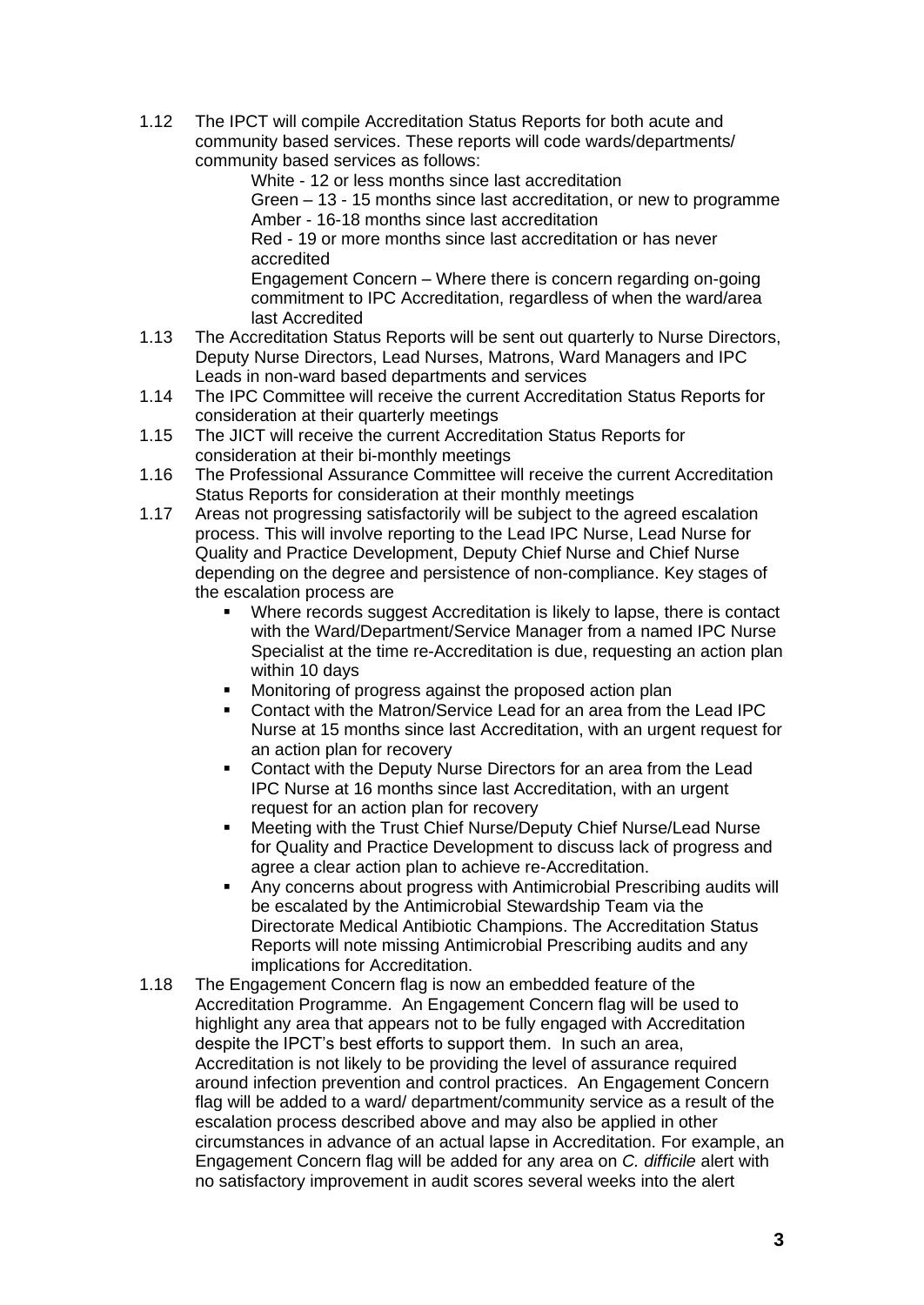1.12 The IPCT will compile Accreditation Status Reports for both acute and community based services. These reports will code wards/departments/ community based services as follows:

    White - 12 or less months since last accreditation
    Green – 13 - 15 months since last accreditation, or new to programme
    Amber - 16-18 months since last accreditation
    Red - 19 or more months since last accreditation or has never accredited
    Engagement Concern – Where there is concern regarding on-going commitment to IPC Accreditation, regardless of when the ward/area last Accredited

1.13 The Accreditation Status Reports will be sent out quarterly to Nurse Directors, Deputy Nurse Directors, Lead Nurses, Matrons, Ward Managers and IPC Leads in non-ward based departments and services

1.14 The IPC Committee will receive the current Accreditation Status Reports for consideration at their quarterly meetings

1.15 The JICT will receive the current Accreditation Status Reports for consideration at their bi-monthly meetings

1.16 The Professional Assurance Committee will receive the current Accreditation Status Reports for consideration at their monthly meetings

1.17 Areas not progressing satisfactorily will be subject to the agreed escalation process. This will involve reporting to the Lead IPC Nurse, Lead Nurse for Quality and Practice Development, Deputy Chief Nurse and Chief Nurse depending on the degree and persistence of non-compliance. Key stages of the escalation process are

- Where records suggest Accreditation is likely to lapse, there is contact with the Ward/Department/Service Manager from a named IPC Nurse Specialist at the time re-Accreditation is due, requesting an action plan within 10 days
- Monitoring of progress against the proposed action plan
- Contact with the Matron/Service Lead for an area from the Lead IPC Nurse at 15 months since last Accreditation, with an urgent request for an action plan for recovery
- Contact with the Deputy Nurse Directors for an area from the Lead IPC Nurse at 16 months since last Accreditation, with an urgent request for an action plan for recovery
- Meeting with the Trust Chief Nurse/Deputy Chief Nurse/Lead Nurse for Quality and Practice Development to discuss lack of progress and agree a clear action plan to achieve re-Accreditation.
- Any concerns about progress with Antimicrobial Prescribing audits will be escalated by the Antimicrobial Stewardship Team via the Directorate Medical Antibiotic Champions. The Accreditation Status Reports will note missing Antimicrobial Prescribing audits and any implications for Accreditation.

1.18 The Engagement Concern flag is now an embedded feature of the Accreditation Programme. An Engagement Concern flag will be used to highlight any area that appears not to be fully engaged with Accreditation despite the IPCT's best efforts to support them. In such an area, Accreditation is not likely to be providing the level of assurance required around infection prevention and control practices. An Engagement Concern flag will be added to a ward/ department/community service as a result of the escalation process described above and may also be applied in other circumstances in advance of an actual lapse in Accreditation. For example, an Engagement Concern flag will be added for any area on *C. difficile* alert with no satisfactory improvement in audit scores several weeks into the alert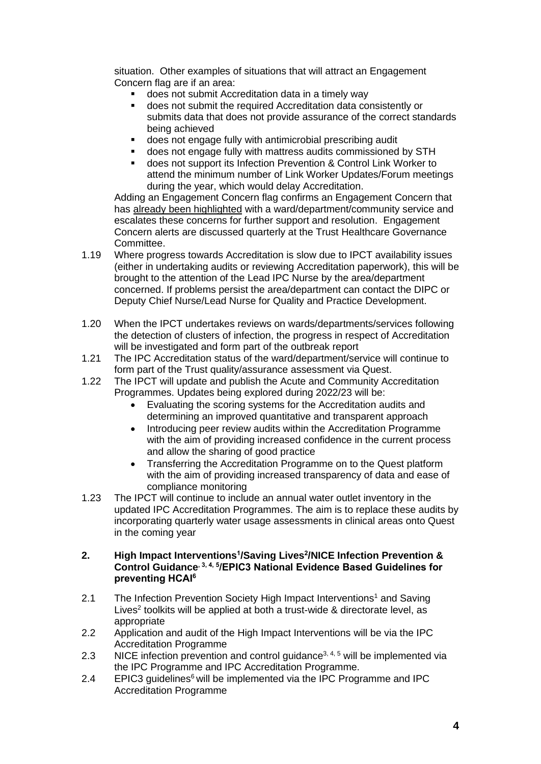situation. Other examples of situations that will attract an Engagement Concern flag are if an area:

- does not submit Accreditation data in a timely way
- does not submit the required Accreditation data consistently or submits data that does not provide assurance of the correct standards being achieved
- does not engage fully with antimicrobial prescribing audit
- does not engage fully with mattress audits commissioned by STH
- does not support its Infection Prevention & Control Link Worker to attend the minimum number of Link Worker Updates/Forum meetings during the year, which would delay Accreditation.

Adding an Engagement Concern flag confirms an Engagement Concern that has already been highlighted with a ward/department/community service and escalates these concerns for further support and resolution. Engagement Concern alerts are discussed quarterly at the Trust Healthcare Governance Committee.

1.19 Where progress towards Accreditation is slow due to IPCT availability issues (either in undertaking audits or reviewing Accreditation paperwork), this will be brought to the attention of the Lead IPC Nurse by the area/department concerned. If problems persist the area/department can contact the DIPC or Deputy Chief Nurse/Lead Nurse for Quality and Practice Development.

1.20 When the IPCT undertakes reviews on wards/departments/services following the detection of clusters of infection, the progress in respect of Accreditation will be investigated and form part of the outbreak report

1.21 The IPC Accreditation status of the ward/department/service will continue to form part of the Trust quality/assurance assessment via Quest.

1.22 The IPCT will update and publish the Acute and Community Accreditation Programmes. Updates being explored during 2022/23 will be:

- Evaluating the scoring systems for the Accreditation audits and determining an improved quantitative and transparent approach
- Introducing peer review audits within the Accreditation Programme with the aim of providing increased confidence in the current process and allow the sharing of good practice
- Transferring the Accreditation Programme on to the Quest platform with the aim of providing increased transparency of data and ease of compliance monitoring

1.23 The IPCT will continue to include an annual water outlet inventory in the updated IPC Accreditation Programmes. The aim is to replace these audits by incorporating quarterly water usage assessments in clinical areas onto Quest in the coming year

## 2. High Impact Interventions[1]/Saving Lives[2]/NICE Infection Prevention & Control Guidance[3, 4, 5]/EPIC3 National Evidence Based Guidelines for preventing HCAI[6]

2.1 The Infection Prevention Society High Impact Interventions[1] and Saving Lives[2] toolkits will be applied at both a trust-wide & directorate level, as appropriate

2.2 Application and audit of the High Impact Interventions will be via the IPC Accreditation Programme

2.3 NICE infection prevention and control guidance[3, 4, 5] will be implemented via the IPC Programme and IPC Accreditation Programme.

2.4 EPIC3 guidelines[6] will be implemented via the IPC Programme and IPC Accreditation Programme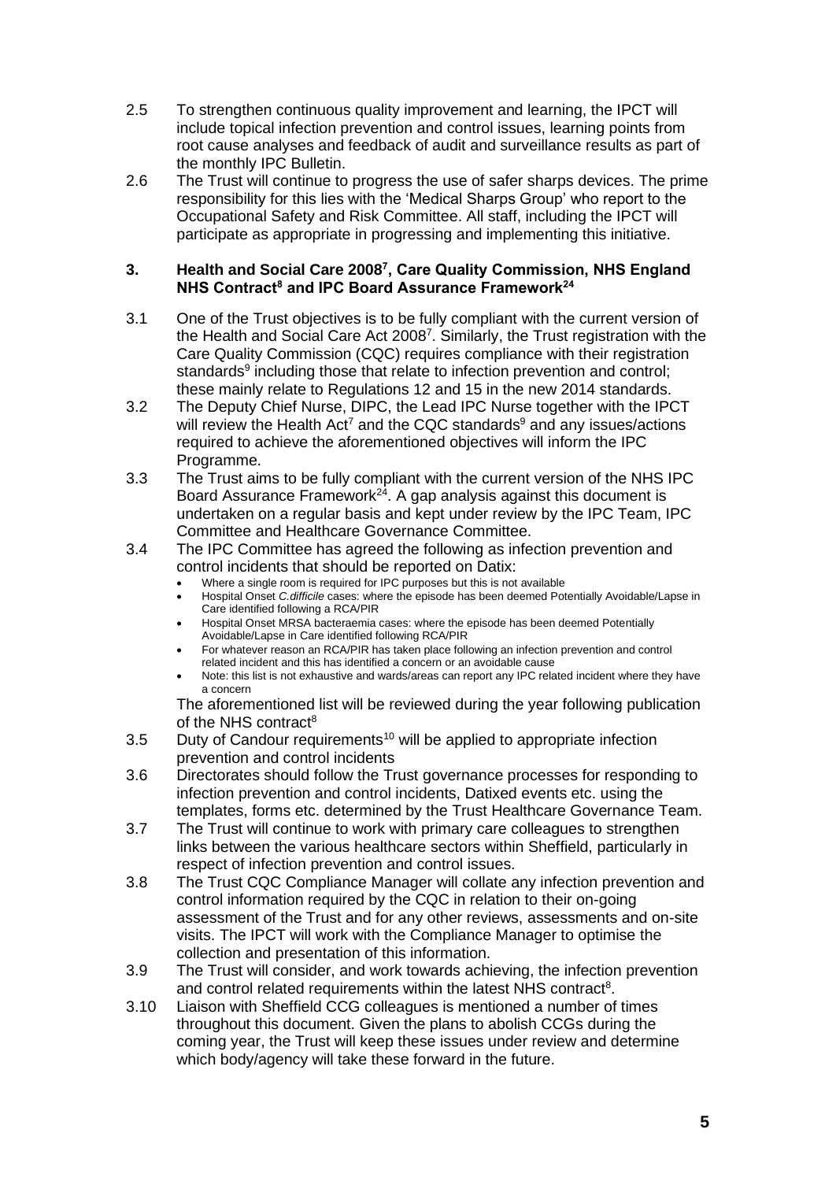2.5 To strengthen continuous quality improvement and learning, the IPCT will include topical infection prevention and control issues, learning points from root cause analyses and feedback of audit and surveillance results as part of the monthly IPC Bulletin.

2.6 The Trust will continue to progress the use of safer sharps devices. The prime responsibility for this lies with the 'Medical Sharps Group' who report to the Occupational Safety and Risk Committee. All staff, including the IPCT will participate as appropriate in progressing and implementing this initiative.

### 3. Health and Social Care 2008[7], Care Quality Commission, NHS England NHS Contract[8] and IPC Board Assurance Framework[24]

3.1 One of the Trust objectives is to be fully compliant with the current version of the Health and Social Care Act 2008[7]. Similarly, the Trust registration with the Care Quality Commission (CQC) requires compliance with their registration standards[9] including those that relate to infection prevention and control; these mainly relate to Regulations 12 and 15 in the new 2014 standards.

3.2 The Deputy Chief Nurse, DIPC, the Lead IPC Nurse together with the IPCT will review the Health Act[7] and the CQC standards[9] and any issues/actions required to achieve the aforementioned objectives will inform the IPC Programme.

3.3 The Trust aims to be fully compliant with the current version of the NHS IPC Board Assurance Framework[24]. A gap analysis against this document is undertaken on a regular basis and kept under review by the IPC Team, IPC Committee and Healthcare Governance Committee.

3.4 The IPC Committee has agreed the following as infection prevention and control incidents that should be reported on Datix:

- Where a single room is required for IPC purposes but this is not available
- Hospital Onset *C.difficile* cases: where the episode has been deemed Potentially Avoidable/Lapse in Care identified following a RCA/PIR
- Hospital Onset MRSA bacteraemia cases: where the episode has been deemed Potentially Avoidable/Lapse in Care identified following RCA/PIR
- For whatever reason an RCA/PIR has taken place following an infection prevention and control related incident and this has identified a concern or an avoidable cause
- Note: this list is not exhaustive and wards/areas can report any IPC related incident where they have a concern

The aforementioned list will be reviewed during the year following publication of the NHS contract[8]

3.5 Duty of Candour requirements[10] will be applied to appropriate infection prevention and control incidents

3.6 Directorates should follow the Trust governance processes for responding to infection prevention and control incidents, Datixed events etc. using the templates, forms etc. determined by the Trust Healthcare Governance Team.

3.7 The Trust will continue to work with primary care colleagues to strengthen links between the various healthcare sectors within Sheffield, particularly in respect of infection prevention and control issues.

3.8 The Trust CQC Compliance Manager will collate any infection prevention and control information required by the CQC in relation to their on-going assessment of the Trust and for any other reviews, assessments and on-site visits. The IPCT will work with the Compliance Manager to optimise the collection and presentation of this information.

3.9 The Trust will consider, and work towards achieving, the infection prevention and control related requirements within the latest NHS contract[8].

3.10 Liaison with Sheffield CCG colleagues is mentioned a number of times throughout this document. Given the plans to abolish CCGs during the coming year, the Trust will keep these issues under review and determine which body/agency will take these forward in the future.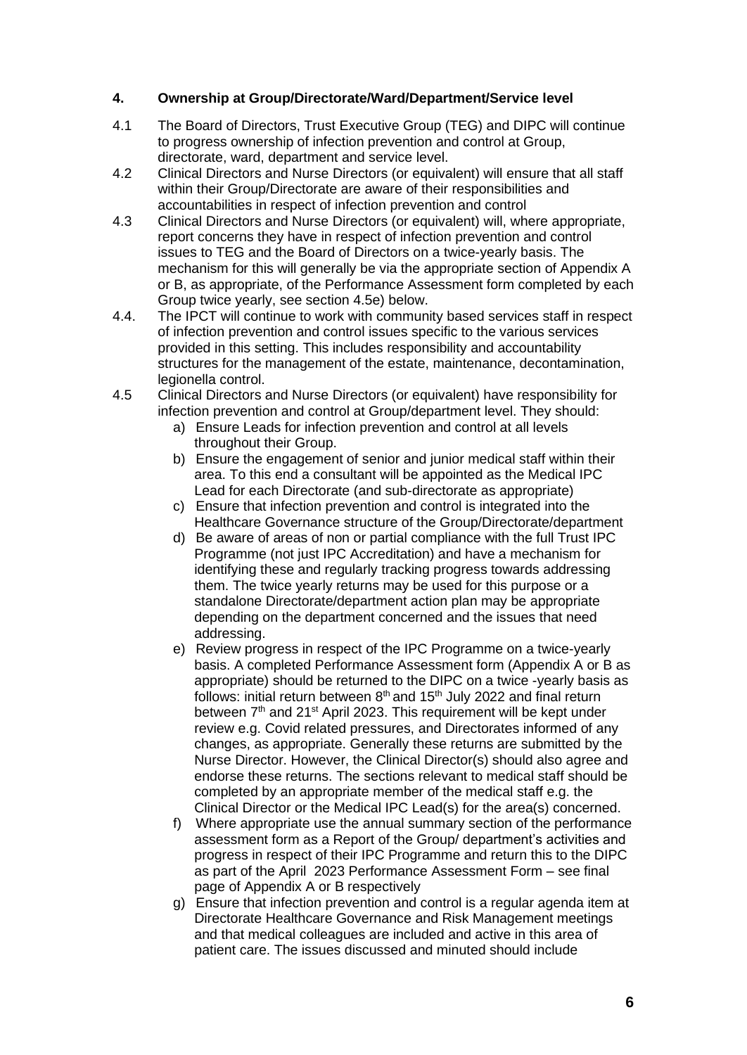## 4. Ownership at Group/Directorate/Ward/Department/Service level

4.1 The Board of Directors, Trust Executive Group (TEG) and DIPC will continue to progress ownership of infection prevention and control at Group, directorate, ward, department and service level.

4.2 Clinical Directors and Nurse Directors (or equivalent) will ensure that all staff within their Group/Directorate are aware of their responsibilities and accountabilities in respect of infection prevention and control

4.3 Clinical Directors and Nurse Directors (or equivalent) will, where appropriate, report concerns they have in respect of infection prevention and control issues to TEG and the Board of Directors on a twice-yearly basis. The mechanism for this will generally be via the appropriate section of Appendix A or B, as appropriate, of the Performance Assessment form completed by each Group twice yearly, see section 4.5e) below.

4.4. The IPCT will continue to work with community based services staff in respect of infection prevention and control issues specific to the various services provided in this setting. This includes responsibility and accountability structures for the management of the estate, maintenance, decontamination, legionella control.

4.5 Clinical Directors and Nurse Directors (or equivalent) have responsibility for infection prevention and control at Group/department level. They should:

a) Ensure Leads for infection prevention and control at all levels throughout their Group.
b) Ensure the engagement of senior and junior medical staff within their area. To this end a consultant will be appointed as the Medical IPC Lead for each Directorate (and sub-directorate as appropriate)
c) Ensure that infection prevention and control is integrated into the Healthcare Governance structure of the Group/Directorate/department
d) Be aware of areas of non or partial compliance with the full Trust IPC Programme (not just IPC Accreditation) and have a mechanism for identifying these and regularly tracking progress towards addressing them. The twice yearly returns may be used for this purpose or a standalone Directorate/department action plan may be appropriate depending on the department concerned and the issues that need addressing.
e) Review progress in respect of the IPC Programme on a twice-yearly basis. A completed Performance Assessment form (Appendix A or B as appropriate) should be returned to the DIPC on a twice -yearly basis as follows: initial return between 8th and 15th July 2022 and final return between 7th and 21st April 2023. This requirement will be kept under review e.g. Covid related pressures, and Directorates informed of any changes, as appropriate. Generally these returns are submitted by the Nurse Director. However, the Clinical Director(s) should also agree and endorse these returns. The sections relevant to medical staff should be completed by an appropriate member of the medical staff e.g. the Clinical Director or the Medical IPC Lead(s) for the area(s) concerned.
f) Where appropriate use the annual summary section of the performance assessment form as a Report of the Group/ department's activities and progress in respect of their IPC Programme and return this to the DIPC as part of the April 2023 Performance Assessment Form – see final page of Appendix A or B respectively
g) Ensure that infection prevention and control is a regular agenda item at Directorate Healthcare Governance and Risk Management meetings and that medical colleagues are included and active in this area of patient care. The issues discussed and minuted should include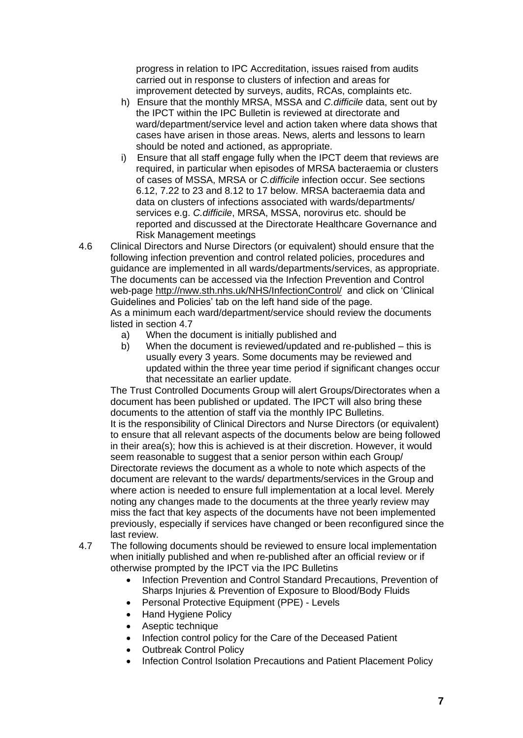progress in relation to IPC Accreditation, issues raised from audits carried out in response to clusters of infection and areas for improvement detected by surveys, audits, RCAs, complaints etc.

h) Ensure that the monthly MRSA, MSSA and *C.difficile* data, sent out by the IPCT within the IPC Bulletin is reviewed at directorate and ward/department/service level and action taken where data shows that cases have arisen in those areas. News, alerts and lessons to learn should be noted and actioned, as appropriate.

i) Ensure that all staff engage fully when the IPCT deem that reviews are required, in particular when episodes of MRSA bacteraemia or clusters of cases of MSSA, MRSA or *C.difficile* infection occur. See sections 6.12, 7.22 to 23 and 8.12 to 17 below. MRSA bacteraemia data and data on clusters of infections associated with wards/departments/ services e.g. *C.difficile*, MRSA, MSSA, norovirus etc. should be reported and discussed at the Directorate Healthcare Governance and Risk Management meetings

4.6 Clinical Directors and Nurse Directors (or equivalent) should ensure that the following infection prevention and control related policies, procedures and guidance are implemented in all wards/departments/services, as appropriate. The documents can be accessed via the Infection Prevention and Control web-page http://nww.sth.nhs.uk/NHS/InfectionControl/ and click on 'Clinical Guidelines and Policies' tab on the left hand side of the page.

As a minimum each ward/department/service should review the documents listed in section 4.7

a) When the document is initially published and
b) When the document is reviewed/updated and re-published – this is usually every 3 years. Some documents may be reviewed and updated within the three year time period if significant changes occur that necessitate an earlier update.

The Trust Controlled Documents Group will alert Groups/Directorates when a document has been published or updated. The IPCT will also bring these documents to the attention of staff via the monthly IPC Bulletins.

It is the responsibility of Clinical Directors and Nurse Directors (or equivalent) to ensure that all relevant aspects of the documents below are being followed in their area(s); how this is achieved is at their discretion. However, it would seem reasonable to suggest that a senior person within each Group/ Directorate reviews the document as a whole to note which aspects of the document are relevant to the wards/ departments/services in the Group and where action is needed to ensure full implementation at a local level. Merely noting any changes made to the documents at the three yearly review may miss the fact that key aspects of the documents have not been implemented previously, especially if services have changed or been reconfigured since the last review.

4.7 The following documents should be reviewed to ensure local implementation when initially published and when re-published after an official review or if otherwise prompted by the IPCT via the IPC Bulletins

- Infection Prevention and Control Standard Precautions, Prevention of Sharps Injuries & Prevention of Exposure to Blood/Body Fluids
- Personal Protective Equipment (PPE) - Levels
- Hand Hygiene Policy
- Aseptic technique
- Infection control policy for the Care of the Deceased Patient
- Outbreak Control Policy
- Infection Control Isolation Precautions and Patient Placement Policy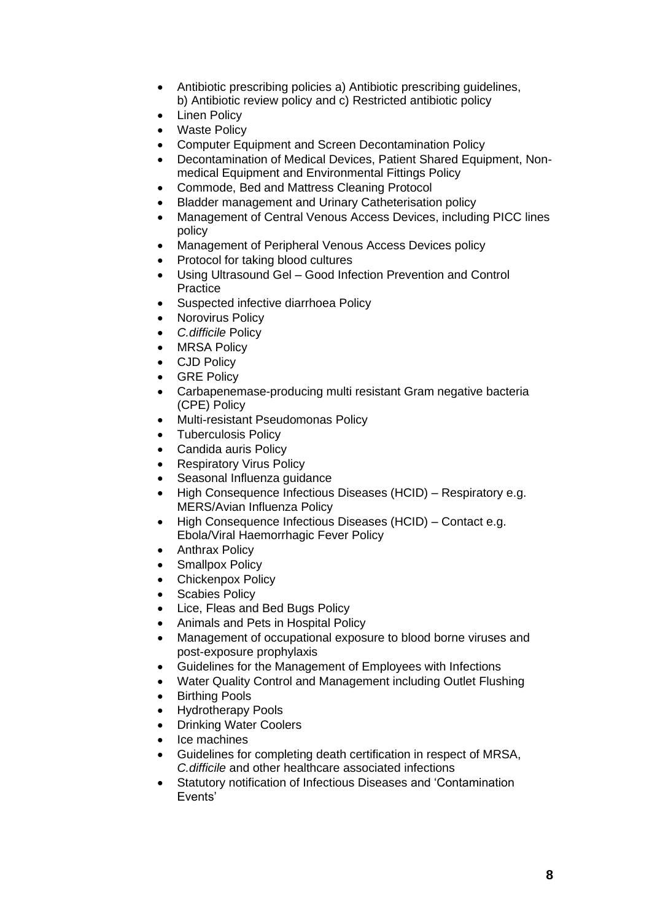- Antibiotic prescribing policies a) Antibiotic prescribing guidelines, b) Antibiotic review policy and c) Restricted antibiotic policy
- Linen Policy
- Waste Policy
- Computer Equipment and Screen Decontamination Policy
- Decontamination of Medical Devices, Patient Shared Equipment, Non-medical Equipment and Environmental Fittings Policy
- Commode, Bed and Mattress Cleaning Protocol
- Bladder management and Urinary Catheterisation policy
- Management of Central Venous Access Devices, including PICC lines policy
- Management of Peripheral Venous Access Devices policy
- Protocol for taking blood cultures
- Using Ultrasound Gel – Good Infection Prevention and Control Practice
- Suspected infective diarrhoea Policy
- Norovirus Policy
- *C.difficile* Policy
- MRSA Policy
- CJD Policy
- GRE Policy
- Carbapenemase-producing multi resistant Gram negative bacteria (CPE) Policy
- Multi-resistant Pseudomonas Policy
- Tuberculosis Policy
- Candida auris Policy
- Respiratory Virus Policy
- Seasonal Influenza guidance
- High Consequence Infectious Diseases (HCID) – Respiratory e.g. MERS/Avian Influenza Policy
- High Consequence Infectious Diseases (HCID) – Contact e.g. Ebola/Viral Haemorrhagic Fever Policy
- Anthrax Policy
- Smallpox Policy
- Chickenpox Policy
- Scabies Policy
- Lice, Fleas and Bed Bugs Policy
- Animals and Pets in Hospital Policy
- Management of occupational exposure to blood borne viruses and post-exposure prophylaxis
- Guidelines for the Management of Employees with Infections
- Water Quality Control and Management including Outlet Flushing
- Birthing Pools
- Hydrotherapy Pools
- Drinking Water Coolers
- Ice machines
- Guidelines for completing death certification in respect of MRSA, *C.difficile* and other healthcare associated infections
- Statutory notification of Infectious Diseases and 'Contamination Events'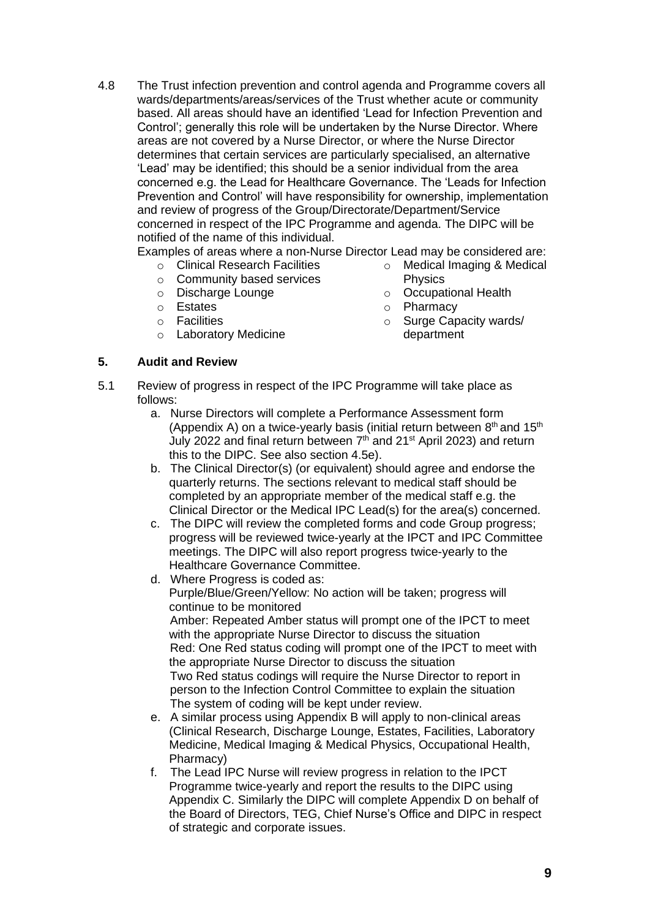4.8 The Trust infection prevention and control agenda and Programme covers all wards/departments/areas/services of the Trust whether acute or community based. All areas should have an identified 'Lead for Infection Prevention and Control'; generally this role will be undertaken by the Nurse Director. Where areas are not covered by a Nurse Director, or where the Nurse Director determines that certain services are particularly specialised, an alternative 'Lead' may be identified; this should be a senior individual from the area concerned e.g. the Lead for Healthcare Governance. The 'Leads for Infection Prevention and Control' will have responsibility for ownership, implementation and review of progress of the Group/Directorate/Department/Service concerned in respect of the IPC Programme and agenda. The DIPC will be notified of the name of this individual.

Examples of areas where a non-Nurse Director Lead may be considered are:

- Clinical Research Facilities
- Community based services
- Discharge Lounge
- Estates
- Facilities
- Laboratory Medicine
- Medical Imaging & Medical Physics
- Occupational Health
- Pharmacy
- Surge Capacity wards/ department

## 5. Audit and Review

5.1 Review of progress in respect of the IPC Programme will take place as follows:

a. Nurse Directors will complete a Performance Assessment form (Appendix A) on a twice-yearly basis (initial return between 8th and 15th July 2022 and final return between 7th and 21st April 2023) and return this to the DIPC. See also section 4.5e).

b. The Clinical Director(s) (or equivalent) should agree and endorse the quarterly returns. The sections relevant to medical staff should be completed by an appropriate member of the medical staff e.g. the Clinical Director or the Medical IPC Lead(s) for the area(s) concerned.

c. The DIPC will review the completed forms and code Group progress; progress will be reviewed twice-yearly at the IPCT and IPC Committee meetings. The DIPC will also report progress twice-yearly to the Healthcare Governance Committee.

d. Where Progress is coded as:
Purple/Blue/Green/Yellow: No action will be taken; progress will continue to be monitored
Amber: Repeated Amber status will prompt one of the IPCT to meet with the appropriate Nurse Director to discuss the situation
Red: One Red status coding will prompt one of the IPCT to meet with the appropriate Nurse Director to discuss the situation
Two Red status codings will require the Nurse Director to report in person to the Infection Control Committee to explain the situation
The system of coding will be kept under review.

e. A similar process using Appendix B will apply to non-clinical areas (Clinical Research, Discharge Lounge, Estates, Facilities, Laboratory Medicine, Medical Imaging & Medical Physics, Occupational Health, Pharmacy)

f. The Lead IPC Nurse will review progress in relation to the IPCT Programme twice-yearly and report the results to the DIPC using Appendix C. Similarly the DIPC will complete Appendix D on behalf of the Board of Directors, TEG, Chief Nurse's Office and DIPC in respect of strategic and corporate issues.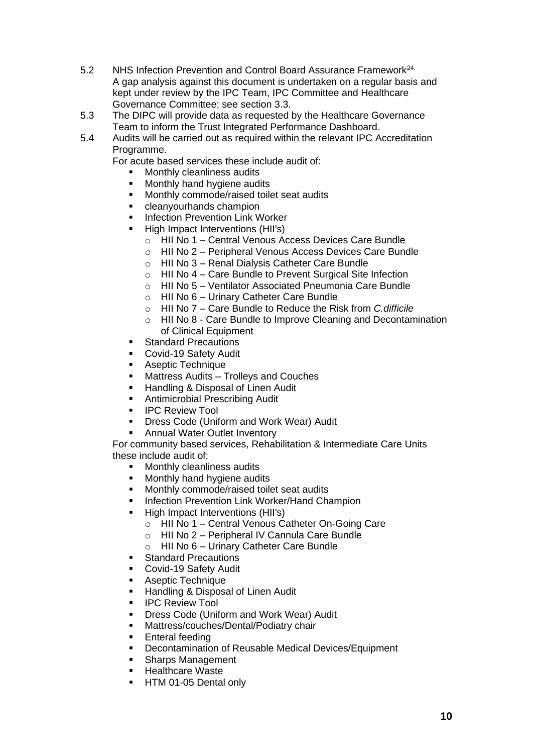5.2 NHS Infection Prevention and Control Board Assurance Framework[24.]
A gap analysis against this document is undertaken on a regular basis and kept under review by the IPC Team, IPC Committee and Healthcare Governance Committee; see section 3.3.

5.3 The DIPC will provide data as requested by the Healthcare Governance Team to inform the Trust Integrated Performance Dashboard.

5.4 Audits will be carried out as required within the relevant IPC Accreditation Programme.

For acute based services these include audit of:

- Monthly cleanliness audits
- Monthly hand hygiene audits
- Monthly commode/raised toilet seat audits
- cleanyourhands champion
- Infection Prevention Link Worker
- High Impact Interventions (HII's)
    - HII No 1 – Central Venous Access Devices Care Bundle
    - HII No 2 – Peripheral Venous Access Devices Care Bundle
    - HII No 3 – Renal Dialysis Catheter Care Bundle
    - HII No 4 – Care Bundle to Prevent Surgical Site Infection
    - HII No 5 – Ventilator Associated Pneumonia Care Bundle
    - HII No 6 – Urinary Catheter Care Bundle
    - HII No 7 – Care Bundle to Reduce the Risk from *C.difficile*
    - HII No 8 - Care Bundle to Improve Cleaning and Decontamination of Clinical Equipment
- Standard Precautions
- Covid-19 Safety Audit
- Aseptic Technique
- Mattress Audits – Trolleys and Couches
- Handling & Disposal of Linen Audit
- Antimicrobial Prescribing Audit
- IPC Review Tool
- Dress Code (Uniform and Work Wear) Audit
- Annual Water Outlet Inventory

For community based services, Rehabilitation & Intermediate Care Units these include audit of:

- Monthly cleanliness audits
- Monthly hand hygiene audits
- Monthly commode/raised toilet seat audits
- Infection Prevention Link Worker/Hand Champion
- High Impact Interventions (HII's)
    - HII No 1 – Central Venous Catheter On-Going Care
    - HII No 2 – Peripheral IV Cannula Care Bundle
    - HII No 6 – Urinary Catheter Care Bundle
- Standard Precautions
- Covid-19 Safety Audit
- Aseptic Technique
- Handling & Disposal of Linen Audit
- IPC Review Tool
- Dress Code (Uniform and Work Wear) Audit
- Mattress/couches/Dental/Podiatry chair
- Enteral feeding
- Decontamination of Reusable Medical Devices/Equipment
- Sharps Management
- Healthcare Waste
- HTM 01-05 Dental only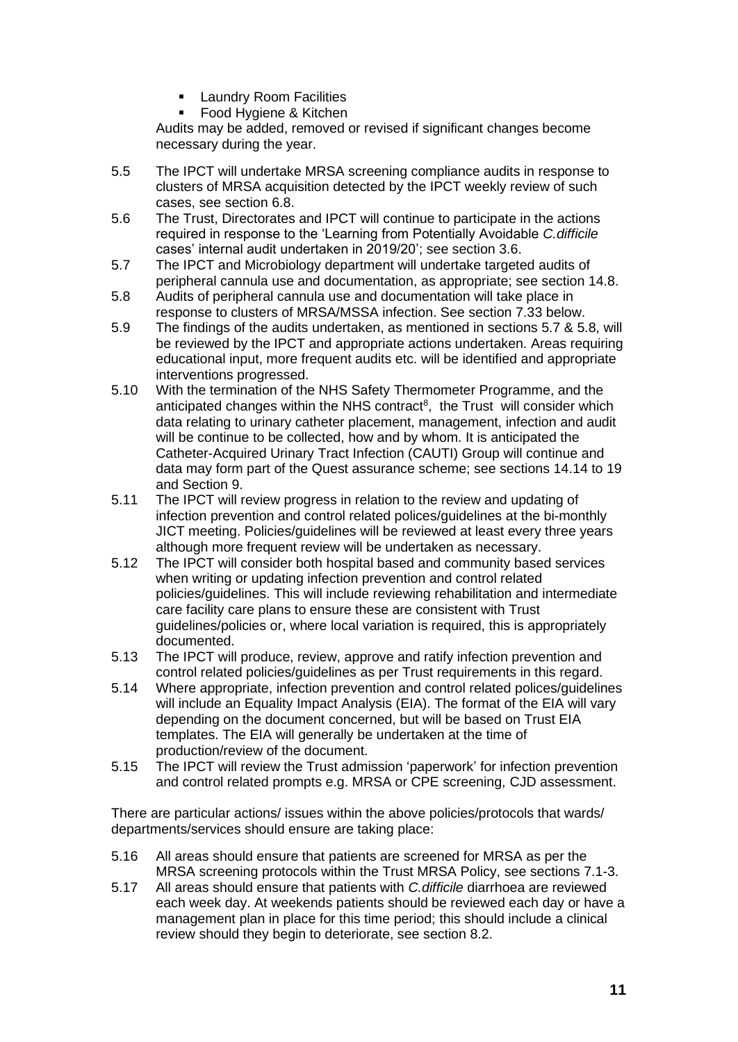- Laundry Room Facilities
- Food Hygiene & Kitchen

Audits may be added, removed or revised if significant changes become necessary during the year.

5.5 The IPCT will undertake MRSA screening compliance audits in response to clusters of MRSA acquisition detected by the IPCT weekly review of such cases, see section 6.8.

5.6 The Trust, Directorates and IPCT will continue to participate in the actions required in response to the 'Learning from Potentially Avoidable *C.difficile* cases' internal audit undertaken in 2019/20'; see section 3.6.

5.7 The IPCT and Microbiology department will undertake targeted audits of peripheral cannula use and documentation, as appropriate; see section 14.8.

5.8 Audits of peripheral cannula use and documentation will take place in response to clusters of MRSA/MSSA infection. See section 7.33 below.

5.9 The findings of the audits undertaken, as mentioned in sections 5.7 & 5.8, will be reviewed by the IPCT and appropriate actions undertaken. Areas requiring educational input, more frequent audits etc. will be identified and appropriate interventions progressed.

5.10 With the termination of the NHS Safety Thermometer Programme, and the anticipated changes within the NHS contract[8], the Trust will consider which data relating to urinary catheter placement, management, infection and audit will be continue to be collected, how and by whom. It is anticipated the Catheter-Acquired Urinary Tract Infection (CAUTI) Group will continue and data may form part of the Quest assurance scheme; see sections 14.14 to 19 and Section 9.

5.11 The IPCT will review progress in relation to the review and updating of infection prevention and control related polices/guidelines at the bi-monthly JICT meeting. Policies/guidelines will be reviewed at least every three years although more frequent review will be undertaken as necessary.

5.12 The IPCT will consider both hospital based and community based services when writing or updating infection prevention and control related policies/guidelines. This will include reviewing rehabilitation and intermediate care facility care plans to ensure these are consistent with Trust guidelines/policies or, where local variation is required, this is appropriately documented.

5.13 The IPCT will produce, review, approve and ratify infection prevention and control related policies/guidelines as per Trust requirements in this regard.

5.14 Where appropriate, infection prevention and control related polices/guidelines will include an Equality Impact Analysis (EIA). The format of the EIA will vary depending on the document concerned, but will be based on Trust EIA templates. The EIA will generally be undertaken at the time of production/review of the document.

5.15 The IPCT will review the Trust admission 'paperwork' for infection prevention and control related prompts e.g. MRSA or CPE screening, CJD assessment.

There are particular actions/ issues within the above policies/protocols that wards/ departments/services should ensure are taking place:

5.16 All areas should ensure that patients are screened for MRSA as per the MRSA screening protocols within the Trust MRSA Policy, see sections 7.1-3.

5.17 All areas should ensure that patients with *C.difficile* diarrhoea are reviewed each week day. At weekends patients should be reviewed each day or have a management plan in place for this time period; this should include a clinical review should they begin to deteriorate, see section 8.2.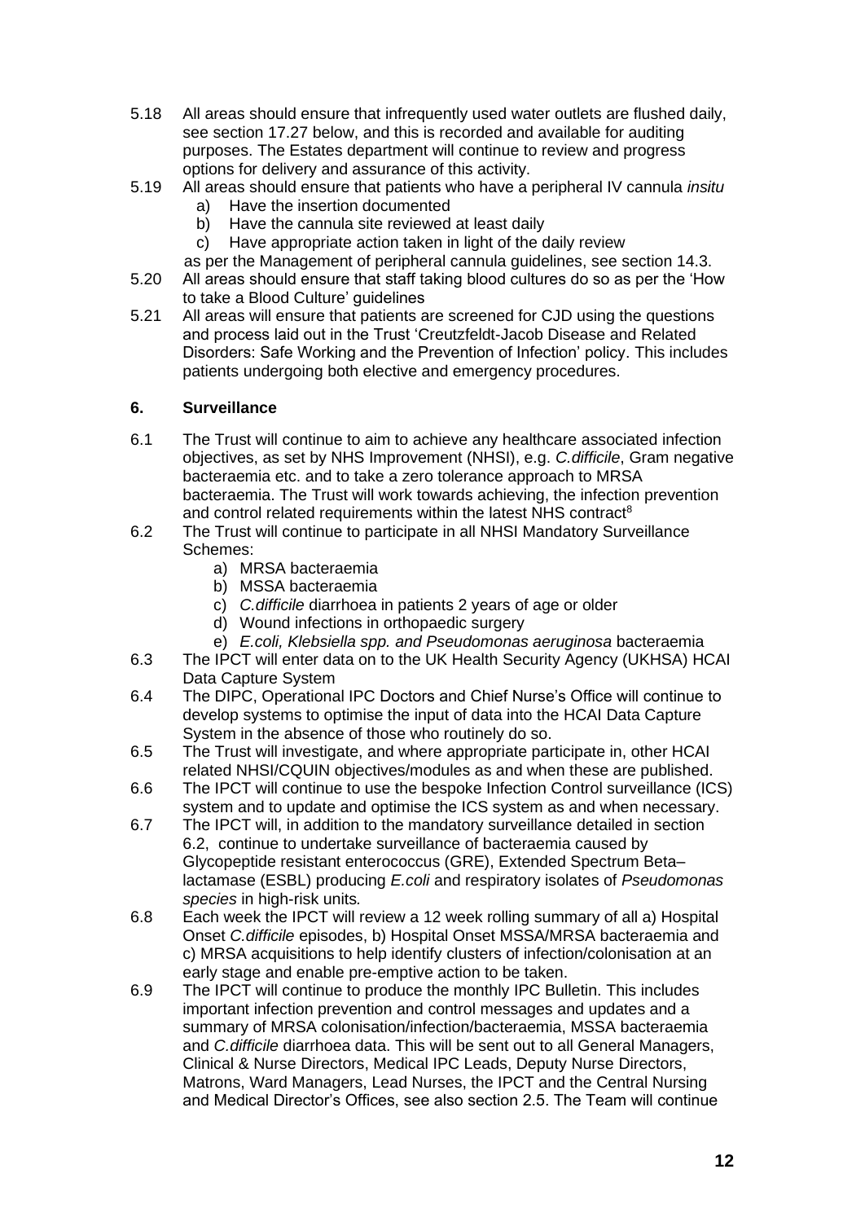5.18 All areas should ensure that infrequently used water outlets are flushed daily, see section 17.27 below, and this is recorded and available for auditing purposes. The Estates department will continue to review and progress options for delivery and assurance of this activity.

5.19 All areas should ensure that patients who have a peripheral IV cannula *insitu*

a) Have the insertion documented
b) Have the cannula site reviewed at least daily
c) Have appropriate action taken in light of the daily review

as per the Management of peripheral cannula guidelines, see section 14.3.

5.20 All areas should ensure that staff taking blood cultures do so as per the 'How to take a Blood Culture' guidelines

5.21 All areas will ensure that patients are screened for CJD using the questions and process laid out in the Trust 'Creutzfeldt-Jacob Disease and Related Disorders: Safe Working and the Prevention of Infection' policy. This includes patients undergoing both elective and emergency procedures.

## 6. Surveillance

6.1 The Trust will continue to aim to achieve any healthcare associated infection objectives, as set by NHS Improvement (NHSI), e.g. *C.difficile*, Gram negative bacteraemia etc. and to take a zero tolerance approach to MRSA bacteraemia. The Trust will work towards achieving, the infection prevention and control related requirements within the latest NHS contract[8]

6.2 The Trust will continue to participate in all NHSI Mandatory Surveillance Schemes:

a) MRSA bacteraemia
b) MSSA bacteraemia
c) *C.difficile* diarrhoea in patients 2 years of age or older
d) Wound infections in orthopaedic surgery
e) *E.coli, Klebsiella spp. and Pseudomonas aeruginosa* bacteraemia

6.3 The IPCT will enter data on to the UK Health Security Agency (UKHSA) HCAI Data Capture System

6.4 The DIPC, Operational IPC Doctors and Chief Nurse's Office will continue to develop systems to optimise the input of data into the HCAI Data Capture System in the absence of those who routinely do so.

6.5 The Trust will investigate, and where appropriate participate in, other HCAI related NHSI/CQUIN objectives/modules as and when these are published.

6.6 The IPCT will continue to use the bespoke Infection Control surveillance (ICS) system and to update and optimise the ICS system as and when necessary.

6.7 The IPCT will, in addition to the mandatory surveillance detailed in section 6.2, continue to undertake surveillance of bacteraemia caused by Glycopeptide resistant enterococcus (GRE), Extended Spectrum Beta–lactamase (ESBL) producing *E.coli* and respiratory isolates of *Pseudomonas species* in high-risk units.

6.8 Each week the IPCT will review a 12 week rolling summary of all a) Hospital Onset *C.difficile* episodes, b) Hospital Onset MSSA/MRSA bacteraemia and c) MRSA acquisitions to help identify clusters of infection/colonisation at an early stage and enable pre-emptive action to be taken.

6.9 The IPCT will continue to produce the monthly IPC Bulletin. This includes important infection prevention and control messages and updates and a summary of MRSA colonisation/infection/bacteraemia, MSSA bacteraemia and *C.difficile* diarrhoea data. This will be sent out to all General Managers, Clinical & Nurse Directors, Medical IPC Leads, Deputy Nurse Directors, Matrons, Ward Managers, Lead Nurses, the IPCT and the Central Nursing and Medical Director's Offices, see also section 2.5. The Team will continue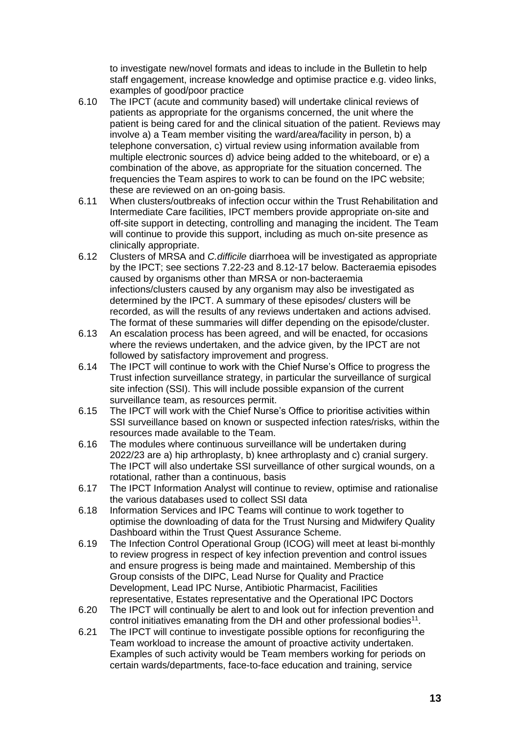to investigate new/novel formats and ideas to include in the Bulletin to help staff engagement, increase knowledge and optimise practice e.g. video links, examples of good/poor practice

6.10 The IPCT (acute and community based) will undertake clinical reviews of patients as appropriate for the organisms concerned, the unit where the patient is being cared for and the clinical situation of the patient. Reviews may involve a) a Team member visiting the ward/area/facility in person, b) a telephone conversation, c) virtual review using information available from multiple electronic sources d) advice being added to the whiteboard, or e) a combination of the above, as appropriate for the situation concerned. The frequencies the Team aspires to work to can be found on the IPC website; these are reviewed on an on-going basis.

6.11 When clusters/outbreaks of infection occur within the Trust Rehabilitation and Intermediate Care facilities, IPCT members provide appropriate on-site and off-site support in detecting, controlling and managing the incident. The Team will continue to provide this support, including as much on-site presence as clinically appropriate.

6.12 Clusters of MRSA and *C.difficile* diarrhoea will be investigated as appropriate by the IPCT; see sections 7.22-23 and 8.12-17 below. Bacteraemia episodes caused by organisms other than MRSA or non-bacteraemia infections/clusters caused by any organism may also be investigated as determined by the IPCT. A summary of these episodes/ clusters will be recorded, as will the results of any reviews undertaken and actions advised. The format of these summaries will differ depending on the episode/cluster.

6.13 An escalation process has been agreed, and will be enacted, for occasions where the reviews undertaken, and the advice given, by the IPCT are not followed by satisfactory improvement and progress.

6.14 The IPCT will continue to work with the Chief Nurse's Office to progress the Trust infection surveillance strategy, in particular the surveillance of surgical site infection (SSI). This will include possible expansion of the current surveillance team, as resources permit.

6.15 The IPCT will work with the Chief Nurse's Office to prioritise activities within SSI surveillance based on known or suspected infection rates/risks, within the resources made available to the Team.

6.16 The modules where continuous surveillance will be undertaken during 2022/23 are a) hip arthroplasty, b) knee arthroplasty and c) cranial surgery. The IPCT will also undertake SSI surveillance of other surgical wounds, on a rotational, rather than a continuous, basis

6.17 The IPCT Information Analyst will continue to review, optimise and rationalise the various databases used to collect SSI data

6.18 Information Services and IPC Teams will continue to work together to optimise the downloading of data for the Trust Nursing and Midwifery Quality Dashboard within the Trust Quest Assurance Scheme.

6.19 The Infection Control Operational Group (ICOG) will meet at least bi-monthly to review progress in respect of key infection prevention and control issues and ensure progress is being made and maintained. Membership of this Group consists of the DIPC, Lead Nurse for Quality and Practice Development, Lead IPC Nurse, Antibiotic Pharmacist, Facilities representative, Estates representative and the Operational IPC Doctors

6.20 The IPCT will continually be alert to and look out for infection prevention and control initiatives emanating from the DH and other professional bodies[11].

6.21 The IPCT will continue to investigate possible options for reconfiguring the Team workload to increase the amount of proactive activity undertaken. Examples of such activity would be Team members working for periods on certain wards/departments, face-to-face education and training, service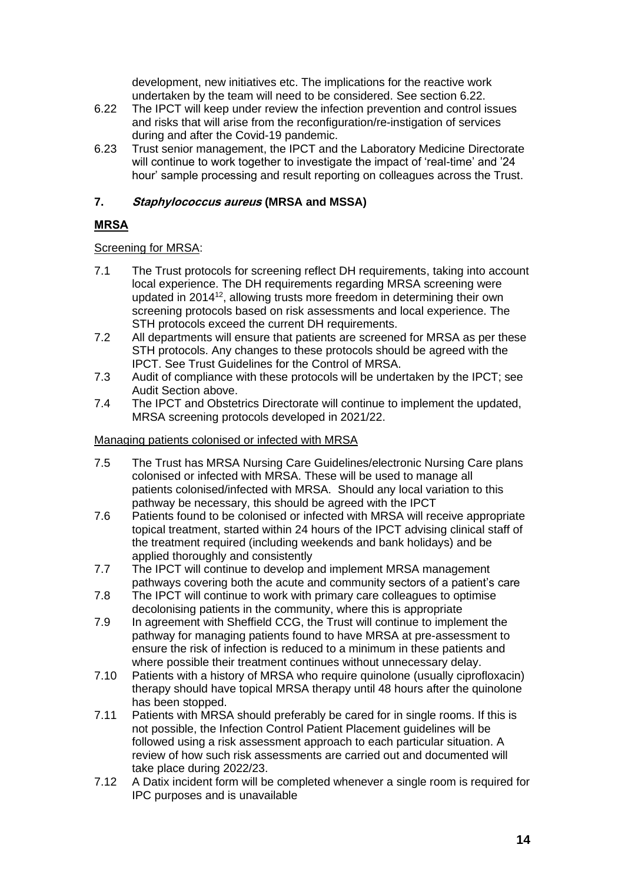development, new initiatives etc. The implications for the reactive work undertaken by the team will need to be considered. See section 6.22.

6.22 The IPCT will keep under review the infection prevention and control issues and risks that will arise from the reconfiguration/re-instigation of services during and after the Covid-19 pandemic.

6.23 Trust senior management, the IPCT and the Laboratory Medicine Directorate will continue to work together to investigate the impact of 'real-time' and '24 hour' sample processing and result reporting on colleagues across the Trust.

## 7. *Staphylococcus aureus* (MRSA and MSSA)

### MRSA

Screening for MRSA:

7.1 The Trust protocols for screening reflect DH requirements, taking into account local experience. The DH requirements regarding MRSA screening were updated in 2014[12], allowing trusts more freedom in determining their own screening protocols based on risk assessments and local experience. The STH protocols exceed the current DH requirements.

7.2 All departments will ensure that patients are screened for MRSA as per these STH protocols. Any changes to these protocols should be agreed with the IPCT. See Trust Guidelines for the Control of MRSA.

7.3 Audit of compliance with these protocols will be undertaken by the IPCT; see Audit Section above.

7.4 The IPCT and Obstetrics Directorate will continue to implement the updated, MRSA screening protocols developed in 2021/22.

Managing patients colonised or infected with MRSA

7.5 The Trust has MRSA Nursing Care Guidelines/electronic Nursing Care plans colonised or infected with MRSA. These will be used to manage all patients colonised/infected with MRSA. Should any local variation to this pathway be necessary, this should be agreed with the IPCT

7.6 Patients found to be colonised or infected with MRSA will receive appropriate topical treatment, started within 24 hours of the IPCT advising clinical staff of the treatment required (including weekends and bank holidays) and be applied thoroughly and consistently

7.7 The IPCT will continue to develop and implement MRSA management pathways covering both the acute and community sectors of a patient's care

7.8 The IPCT will continue to work with primary care colleagues to optimise decolonising patients in the community, where this is appropriate

7.9 In agreement with Sheffield CCG, the Trust will continue to implement the pathway for managing patients found to have MRSA at pre-assessment to ensure the risk of infection is reduced to a minimum in these patients and where possible their treatment continues without unnecessary delay.

7.10 Patients with a history of MRSA who require quinolone (usually ciprofloxacin) therapy should have topical MRSA therapy until 48 hours after the quinolone has been stopped.

7.11 Patients with MRSA should preferably be cared for in single rooms. If this is not possible, the Infection Control Patient Placement guidelines will be followed using a risk assessment approach to each particular situation. A review of how such risk assessments are carried out and documented will take place during 2022/23.

7.12 A Datix incident form will be completed whenever a single room is required for IPC purposes and is unavailable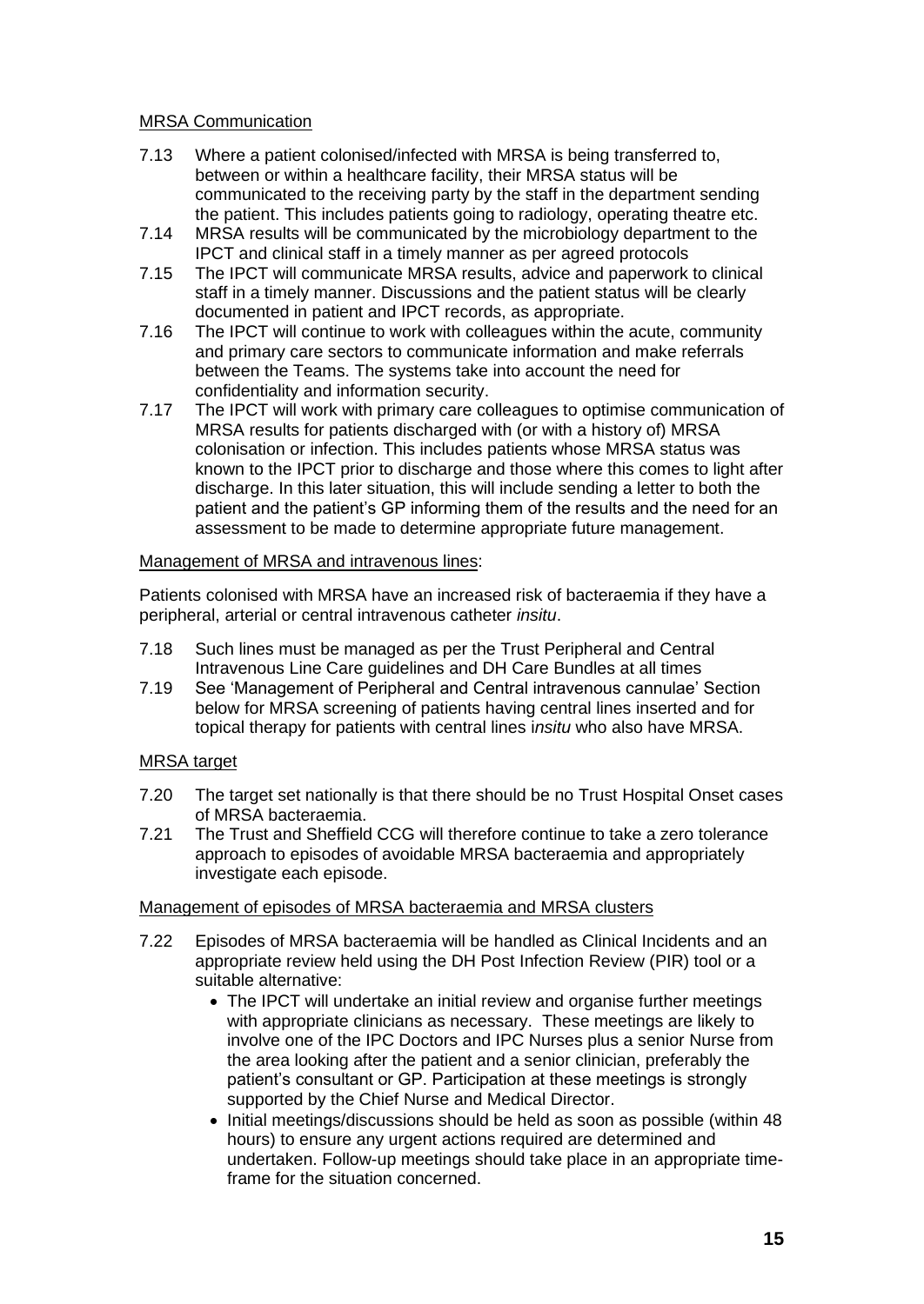MRSA Communication

7.13 Where a patient colonised/infected with MRSA is being transferred to, between or within a healthcare facility, their MRSA status will be communicated to the receiving party by the staff in the department sending the patient. This includes patients going to radiology, operating theatre etc.

7.14 MRSA results will be communicated by the microbiology department to the IPCT and clinical staff in a timely manner as per agreed protocols

7.15 The IPCT will communicate MRSA results, advice and paperwork to clinical staff in a timely manner. Discussions and the patient status will be clearly documented in patient and IPCT records, as appropriate.

7.16 The IPCT will continue to work with colleagues within the acute, community and primary care sectors to communicate information and make referrals between the Teams. The systems take into account the need for confidentiality and information security.

7.17 The IPCT will work with primary care colleagues to optimise communication of MRSA results for patients discharged with (or with a history of) MRSA colonisation or infection. This includes patients whose MRSA status was known to the IPCT prior to discharge and those where this comes to light after discharge. In this later situation, this will include sending a letter to both the patient and the patient's GP informing them of the results and the need for an assessment to be made to determine appropriate future management.

Management of MRSA and intravenous lines:

Patients colonised with MRSA have an increased risk of bacteraemia if they have a peripheral, arterial or central intravenous catheter *insitu*.

7.18 Such lines must be managed as per the Trust Peripheral and Central Intravenous Line Care guidelines and DH Care Bundles at all times

7.19 See 'Management of Peripheral and Central intravenous cannulae' Section below for MRSA screening of patients having central lines inserted and for topical therapy for patients with central lines i*nsitu* who also have MRSA.

MRSA target

7.20 The target set nationally is that there should be no Trust Hospital Onset cases of MRSA bacteraemia.

7.21 The Trust and Sheffield CCG will therefore continue to take a zero tolerance approach to episodes of avoidable MRSA bacteraemia and appropriately investigate each episode.

Management of episodes of MRSA bacteraemia and MRSA clusters

7.22 Episodes of MRSA bacteraemia will be handled as Clinical Incidents and an appropriate review held using the DH Post Infection Review (PIR) tool or a suitable alternative:

- The IPCT will undertake an initial review and organise further meetings with appropriate clinicians as necessary. These meetings are likely to involve one of the IPC Doctors and IPC Nurses plus a senior Nurse from the area looking after the patient and a senior clinician, preferably the patient's consultant or GP. Participation at these meetings is strongly supported by the Chief Nurse and Medical Director.
- Initial meetings/discussions should be held as soon as possible (within 48 hours) to ensure any urgent actions required are determined and undertaken. Follow-up meetings should take place in an appropriate time-frame for the situation concerned.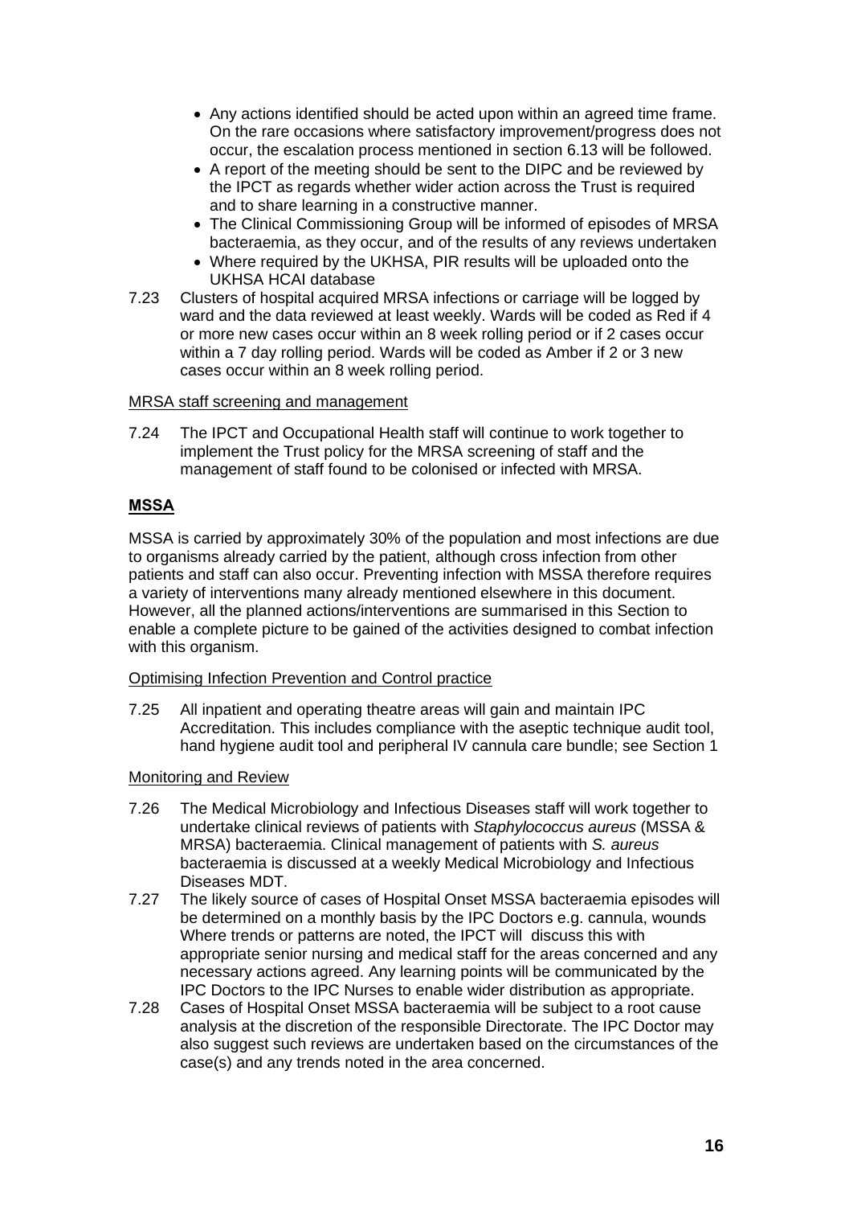- Any actions identified should be acted upon within an agreed time frame. On the rare occasions where satisfactory improvement/progress does not occur, the escalation process mentioned in section 6.13 will be followed.
- A report of the meeting should be sent to the DIPC and be reviewed by the IPCT as regards whether wider action across the Trust is required and to share learning in a constructive manner.
- The Clinical Commissioning Group will be informed of episodes of MRSA bacteraemia, as they occur, and of the results of any reviews undertaken
- Where required by the UKHSA, PIR results will be uploaded onto the UKHSA HCAI database

7.23 Clusters of hospital acquired MRSA infections or carriage will be logged by ward and the data reviewed at least weekly. Wards will be coded as Red if 4 or more new cases occur within an 8 week rolling period or if 2 cases occur within a 7 day rolling period. Wards will be coded as Amber if 2 or 3 new cases occur within an 8 week rolling period.

<u>MRSA staff screening and management</u>

7.24 The IPCT and Occupational Health staff will continue to work together to implement the Trust policy for the MRSA screening of staff and the management of staff found to be colonised or infected with MRSA.

## **<u>MSSA</u>**

MSSA is carried by approximately 30% of the population and most infections are due to organisms already carried by the patient, although cross infection from other patients and staff can also occur. Preventing infection with MSSA therefore requires a variety of interventions many already mentioned elsewhere in this document. However, all the planned actions/interventions are summarised in this Section to enable a complete picture to be gained of the activities designed to combat infection with this organism.

<u>Optimising Infection Prevention and Control practice</u>

7.25 All inpatient and operating theatre areas will gain and maintain IPC Accreditation. This includes compliance with the aseptic technique audit tool, hand hygiene audit tool and peripheral IV cannula care bundle; see Section 1

<u>Monitoring and Review</u>

7.26 The Medical Microbiology and Infectious Diseases staff will work together to undertake clinical reviews of patients with *Staphylococcus aureus* (MSSA & MRSA) bacteraemia. Clinical management of patients with *S. aureus* bacteraemia is discussed at a weekly Medical Microbiology and Infectious Diseases MDT.

7.27 The likely source of cases of Hospital Onset MSSA bacteraemia episodes will be determined on a monthly basis by the IPC Doctors e.g. cannula, wounds Where trends or patterns are noted, the IPCT will discuss this with appropriate senior nursing and medical staff for the areas concerned and any necessary actions agreed. Any learning points will be communicated by the IPC Doctors to the IPC Nurses to enable wider distribution as appropriate.

7.28 Cases of Hospital Onset MSSA bacteraemia will be subject to a root cause analysis at the discretion of the responsible Directorate. The IPC Doctor may also suggest such reviews are undertaken based on the circumstances of the case(s) and any trends noted in the area concerned.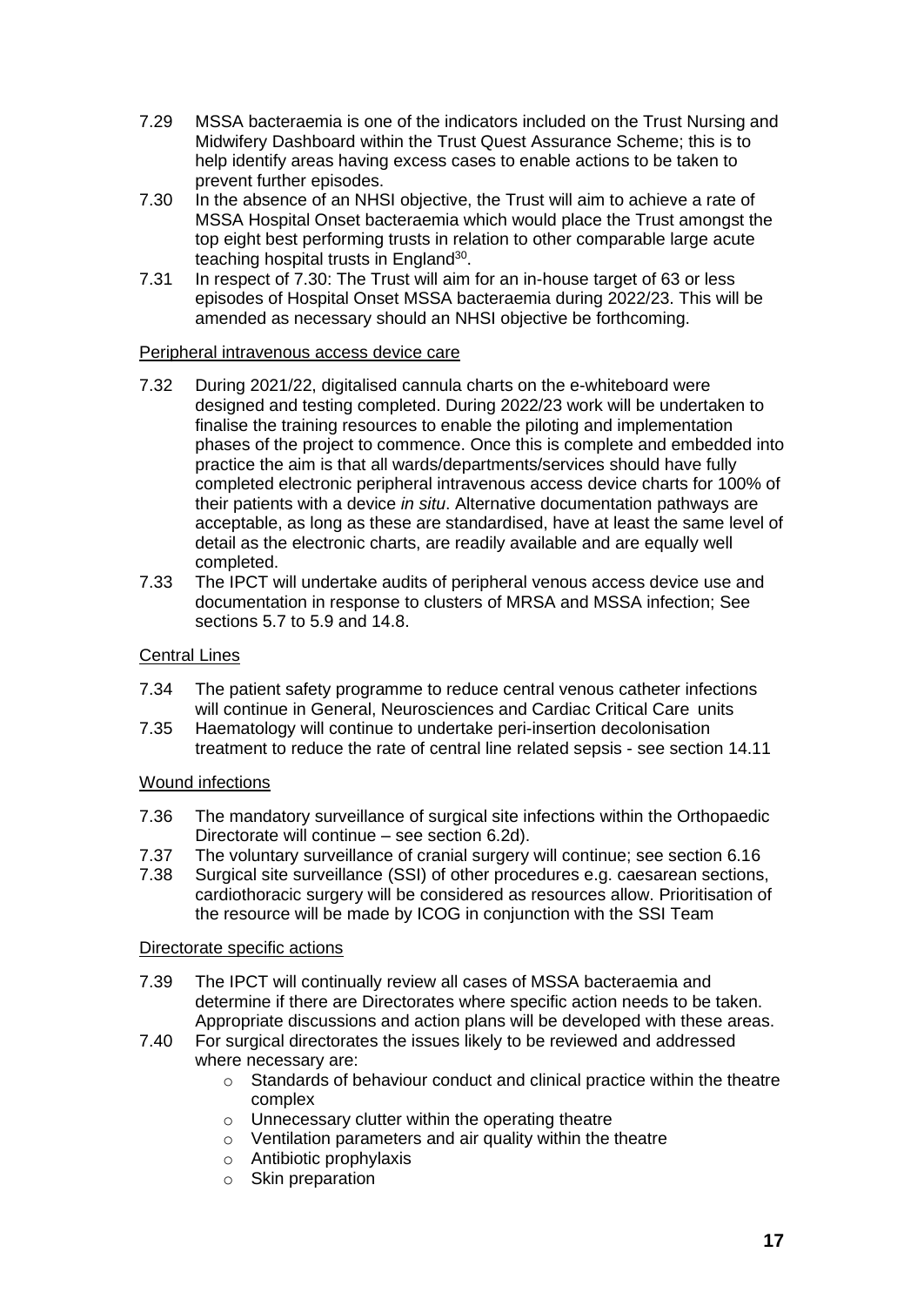7.29 MSSA bacteraemia is one of the indicators included on the Trust Nursing and Midwifery Dashboard within the Trust Quest Assurance Scheme; this is to help identify areas having excess cases to enable actions to be taken to prevent further episodes.

7.30 In the absence of an NHSI objective, the Trust will aim to achieve a rate of MSSA Hospital Onset bacteraemia which would place the Trust amongst the top eight best performing trusts in relation to other comparable large acute teaching hospital trusts in England[30].

7.31 In respect of 7.30: The Trust will aim for an in-house target of 63 or less episodes of Hospital Onset MSSA bacteraemia during 2022/23. This will be amended as necessary should an NHSI objective be forthcoming.

Peripheral intravenous access device care

7.32 During 2021/22, digitalised cannula charts on the e-whiteboard were designed and testing completed. During 2022/23 work will be undertaken to finalise the training resources to enable the piloting and implementation phases of the project to commence. Once this is complete and embedded into practice the aim is that all wards/departments/services should have fully completed electronic peripheral intravenous access device charts for 100% of their patients with a device *in situ*. Alternative documentation pathways are acceptable, as long as these are standardised, have at least the same level of detail as the electronic charts, are readily available and are equally well completed.

7.33 The IPCT will undertake audits of peripheral venous access device use and documentation in response to clusters of MRSA and MSSA infection; See sections 5.7 to 5.9 and 14.8.

Central Lines

7.34 The patient safety programme to reduce central venous catheter infections will continue in General, Neurosciences and Cardiac Critical Care units

7.35 Haematology will continue to undertake peri-insertion decolonisation treatment to reduce the rate of central line related sepsis - see section 14.11

Wound infections

7.36 The mandatory surveillance of surgical site infections within the Orthopaedic Directorate will continue – see section 6.2d).

7.37 The voluntary surveillance of cranial surgery will continue; see section 6.16

7.38 Surgical site surveillance (SSI) of other procedures e.g. caesarean sections, cardiothoracic surgery will be considered as resources allow. Prioritisation of the resource will be made by ICOG in conjunction with the SSI Team

Directorate specific actions

7.39 The IPCT will continually review all cases of MSSA bacteraemia and determine if there are Directorates where specific action needs to be taken. Appropriate discussions and action plans will be developed with these areas.

7.40 For surgical directorates the issues likely to be reviewed and addressed where necessary are:
   - Standards of behaviour conduct and clinical practice within the theatre complex
   - Unnecessary clutter within the operating theatre
   - Ventilation parameters and air quality within the theatre
   - Antibiotic prophylaxis
   - Skin preparation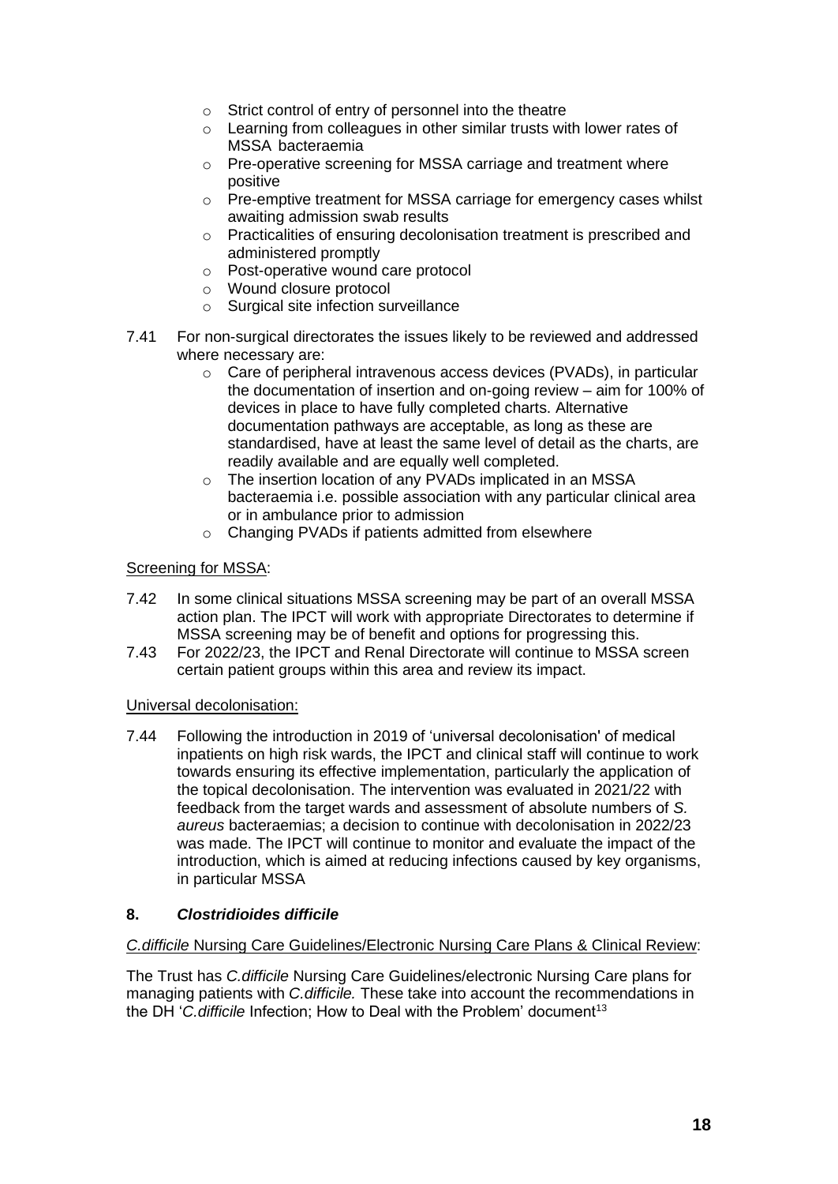- Strict control of entry of personnel into the theatre
- Learning from colleagues in other similar trusts with lower rates of MSSA bacteraemia
- Pre-operative screening for MSSA carriage and treatment where positive
- Pre-emptive treatment for MSSA carriage for emergency cases whilst awaiting admission swab results
- Practicalities of ensuring decolonisation treatment is prescribed and administered promptly
- Post-operative wound care protocol
- Wound closure protocol
- Surgical site infection surveillance

7.41 For non-surgical directorates the issues likely to be reviewed and addressed where necessary are:

- Care of peripheral intravenous access devices (PVADs), in particular the documentation of insertion and on-going review – aim for 100% of devices in place to have fully completed charts. Alternative documentation pathways are acceptable, as long as these are standardised, have at least the same level of detail as the charts, are readily available and are equally well completed.
- The insertion location of any PVADs implicated in an MSSA bacteraemia i.e. possible association with any particular clinical area or in ambulance prior to admission
- Changing PVADs if patients admitted from elsewhere

Screening for MSSA:

7.42 In some clinical situations MSSA screening may be part of an overall MSSA action plan. The IPCT will work with appropriate Directorates to determine if MSSA screening may be of benefit and options for progressing this.

7.43 For 2022/23, the IPCT and Renal Directorate will continue to MSSA screen certain patient groups within this area and review its impact.

Universal decolonisation:

7.44 Following the introduction in 2019 of 'universal decolonisation' of medical inpatients on high risk wards, the IPCT and clinical staff will continue to work towards ensuring its effective implementation, particularly the application of the topical decolonisation. The intervention was evaluated in 2021/22 with feedback from the target wards and assessment of absolute numbers of *S. aureus* bacteraemias; a decision to continue with decolonisation in 2022/23 was made. The IPCT will continue to monitor and evaluate the impact of the introduction, which is aimed at reducing infections caused by key organisms, in particular MSSA

## 8. *Clostridioides difficile*

*C.difficile* Nursing Care Guidelines/Electronic Nursing Care Plans & Clinical Review:

The Trust has *C.difficile* Nursing Care Guidelines/electronic Nursing Care plans for managing patients with *C.difficile.* These take into account the recommendations in the DH '*C.difficile* Infection; How to Deal with the Problem' document[13]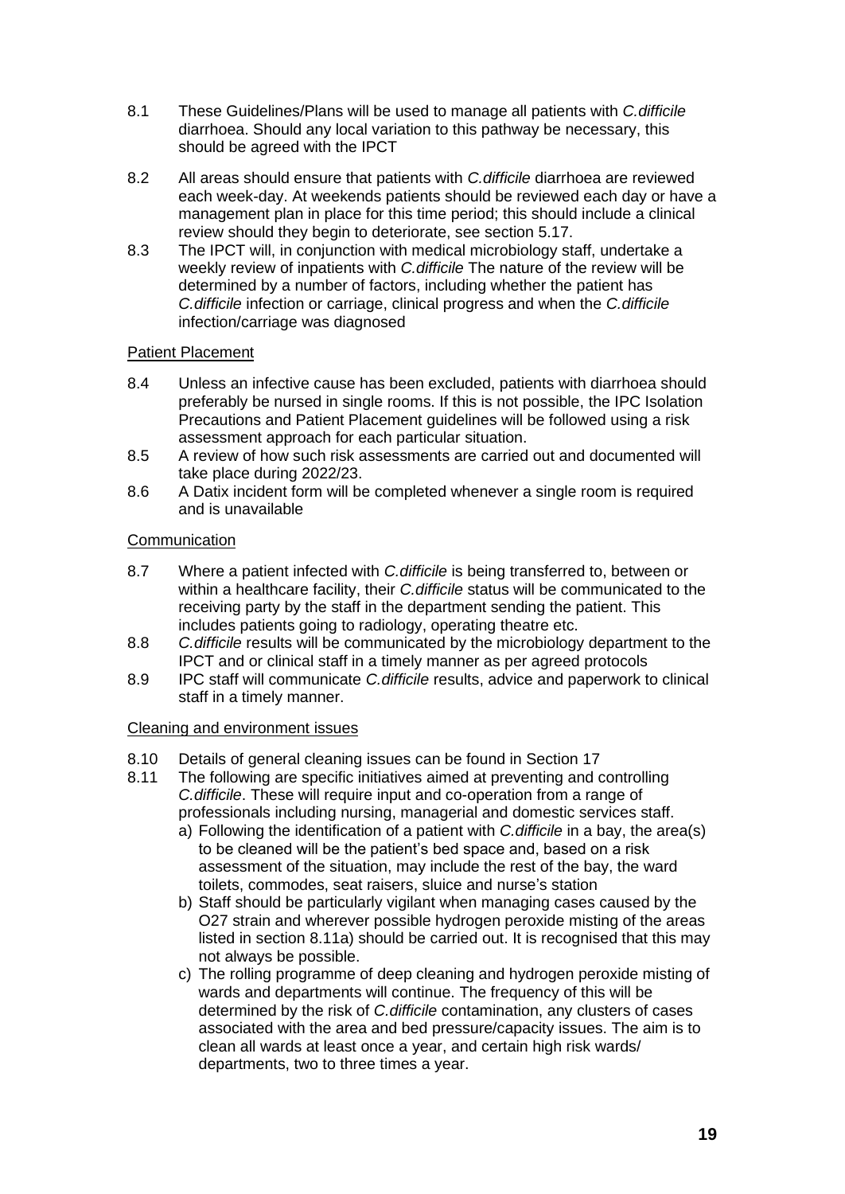8.1 These Guidelines/Plans will be used to manage all patients with *C.difficile* diarrhoea. Should any local variation to this pathway be necessary, this should be agreed with the IPCT

8.2 All areas should ensure that patients with *C.difficile* diarrhoea are reviewed each week-day. At weekends patients should be reviewed each day or have a management plan in place for this time period; this should include a clinical review should they begin to deteriorate, see section 5.17.

8.3 The IPCT will, in conjunction with medical microbiology staff, undertake a weekly review of inpatients with *C.difficile* The nature of the review will be determined by a number of factors, including whether the patient has *C.difficile* infection or carriage, clinical progress and when the *C.difficile* infection/carriage was diagnosed

<u>Patient Placement</u>

8.4 Unless an infective cause has been excluded, patients with diarrhoea should preferably be nursed in single rooms. If this is not possible, the IPC Isolation Precautions and Patient Placement guidelines will be followed using a risk assessment approach for each particular situation.

8.5 A review of how such risk assessments are carried out and documented will take place during 2022/23.

8.6 A Datix incident form will be completed whenever a single room is required and is unavailable

<u>Communication</u>

8.7 Where a patient infected with *C.difficile* is being transferred to, between or within a healthcare facility, their *C.difficile* status will be communicated to the receiving party by the staff in the department sending the patient. This includes patients going to radiology, operating theatre etc.

8.8 *C.difficile* results will be communicated by the microbiology department to the IPCT and or clinical staff in a timely manner as per agreed protocols

8.9 IPC staff will communicate *C.difficile* results, advice and paperwork to clinical staff in a timely manner.

<u>Cleaning and environment issues</u>

8.10 Details of general cleaning issues can be found in Section 17

8.11 The following are specific initiatives aimed at preventing and controlling *C.difficile*. These will require input and co-operation from a range of professionals including nursing, managerial and domestic services staff.

a) Following the identification of a patient with *C.difficile* in a bay, the area(s) to be cleaned will be the patient's bed space and, based on a risk assessment of the situation, may include the rest of the bay, the ward toilets, commodes, seat raisers, sluice and nurse's station

b) Staff should be particularly vigilant when managing cases caused by the O27 strain and wherever possible hydrogen peroxide misting of the areas listed in section 8.11a) should be carried out. It is recognised that this may not always be possible.

c) The rolling programme of deep cleaning and hydrogen peroxide misting of wards and departments will continue. The frequency of this will be determined by the risk of *C.difficile* contamination, any clusters of cases associated with the area and bed pressure/capacity issues. The aim is to clean all wards at least once a year, and certain high risk wards/ departments, two to three times a year.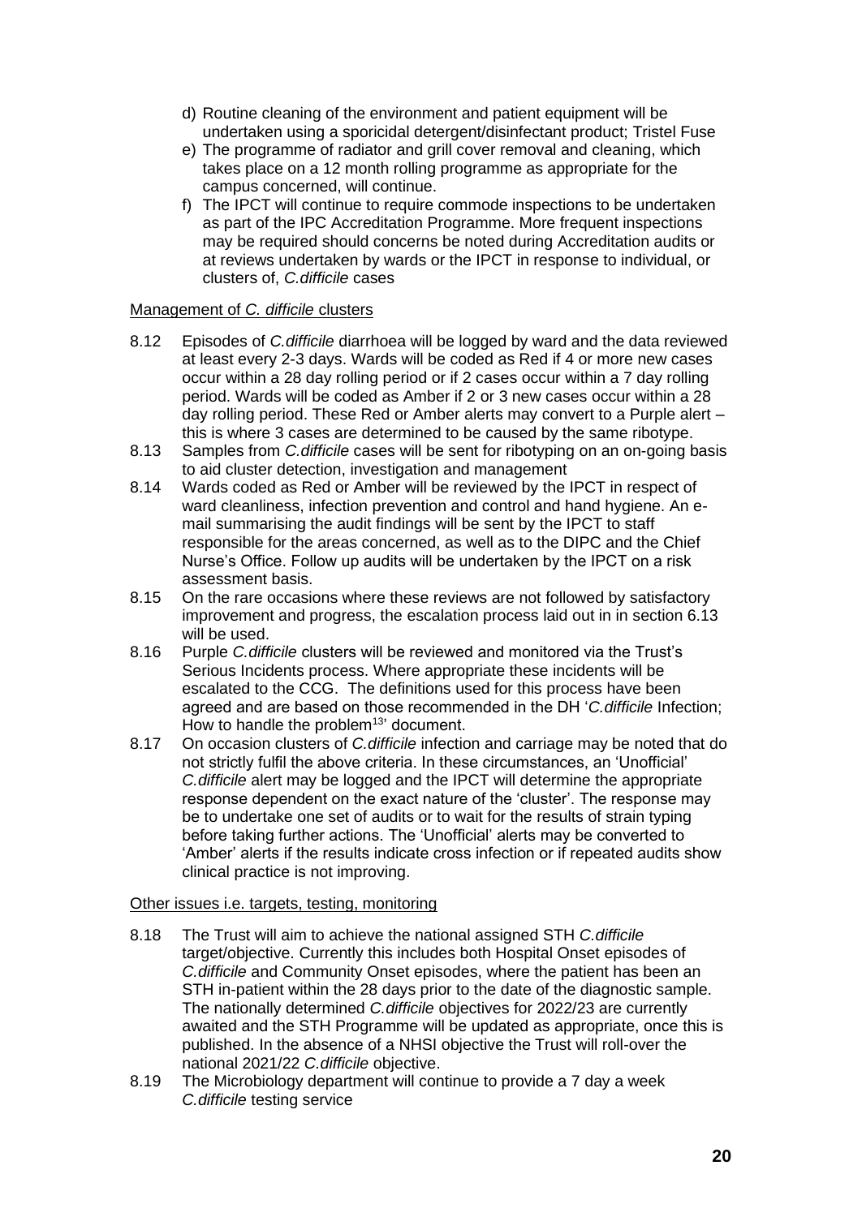d) Routine cleaning of the environment and patient equipment will be undertaken using a sporicidal detergent/disinfectant product; Tristel Fuse

e) The programme of radiator and grill cover removal and cleaning, which takes place on a 12 month rolling programme as appropriate for the campus concerned, will continue.

f) The IPCT will continue to require commode inspections to be undertaken as part of the IPC Accreditation Programme. More frequent inspections may be required should concerns be noted during Accreditation audits or at reviews undertaken by wards or the IPCT in response to individual, or clusters of, *C.difficile* cases

Management of *C. difficile* clusters

8.12 Episodes of *C.difficile* diarrhoea will be logged by ward and the data reviewed at least every 2-3 days. Wards will be coded as Red if 4 or more new cases occur within a 28 day rolling period or if 2 cases occur within a 7 day rolling period. Wards will be coded as Amber if 2 or 3 new cases occur within a 28 day rolling period. These Red or Amber alerts may convert to a Purple alert – this is where 3 cases are determined to be caused by the same ribotype.

8.13 Samples from *C.difficile* cases will be sent for ribotyping on an on-going basis to aid cluster detection, investigation and management

8.14 Wards coded as Red or Amber will be reviewed by the IPCT in respect of ward cleanliness, infection prevention and control and hand hygiene. An e-mail summarising the audit findings will be sent by the IPCT to staff responsible for the areas concerned, as well as to the DIPC and the Chief Nurse's Office. Follow up audits will be undertaken by the IPCT on a risk assessment basis.

8.15 On the rare occasions where these reviews are not followed by satisfactory improvement and progress, the escalation process laid out in in section 6.13 will be used.

8.16 Purple *C.difficile* clusters will be reviewed and monitored via the Trust's Serious Incidents process. Where appropriate these incidents will be escalated to the CCG. The definitions used for this process have been agreed and are based on those recommended in the DH '*C.difficile* Infection; How to handle the problem[13]' document.

8.17 On occasion clusters of *C.difficile* infection and carriage may be noted that do not strictly fulfil the above criteria. In these circumstances, an 'Unofficial' *C.difficile* alert may be logged and the IPCT will determine the appropriate response dependent on the exact nature of the 'cluster'. The response may be to undertake one set of audits or to wait for the results of strain typing before taking further actions. The 'Unofficial' alerts may be converted to 'Amber' alerts if the results indicate cross infection or if repeated audits show clinical practice is not improving.

Other issues i.e. targets, testing, monitoring

8.18 The Trust will aim to achieve the national assigned STH *C.difficile* target/objective. Currently this includes both Hospital Onset episodes of *C.difficile* and Community Onset episodes, where the patient has been an STH in-patient within the 28 days prior to the date of the diagnostic sample. The nationally determined *C.difficile* objectives for 2022/23 are currently awaited and the STH Programme will be updated as appropriate, once this is published. In the absence of a NHSI objective the Trust will roll-over the national 2021/22 *C.difficile* objective.

8.19 The Microbiology department will continue to provide a 7 day a week *C.difficile* testing service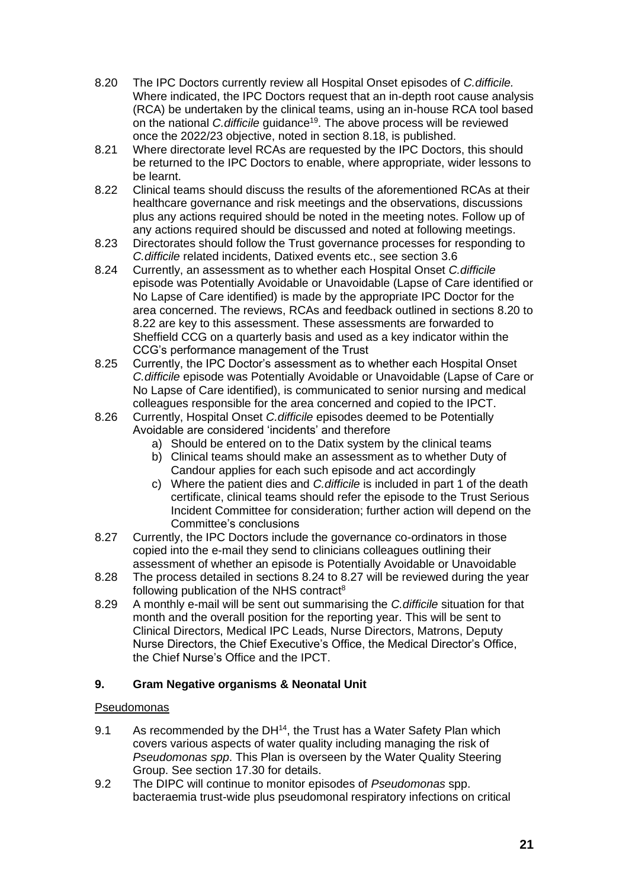8.20 The IPC Doctors currently review all Hospital Onset episodes of *C.difficile.* Where indicated, the IPC Doctors request that an in-depth root cause analysis (RCA) be undertaken by the clinical teams, using an in-house RCA tool based on the national *C.difficile* guidance[19]. The above process will be reviewed once the 2022/23 objective, noted in section 8.18, is published.

8.21 Where directorate level RCAs are requested by the IPC Doctors, this should be returned to the IPC Doctors to enable, where appropriate, wider lessons to be learnt.

8.22 Clinical teams should discuss the results of the aforementioned RCAs at their healthcare governance and risk meetings and the observations, discussions plus any actions required should be noted in the meeting notes. Follow up of any actions required should be discussed and noted at following meetings.

8.23 Directorates should follow the Trust governance processes for responding to *C.difficile* related incidents, Datixed events etc., see section 3.6

8.24 Currently, an assessment as to whether each Hospital Onset *C.difficile* episode was Potentially Avoidable or Unavoidable (Lapse of Care identified or No Lapse of Care identified) is made by the appropriate IPC Doctor for the area concerned. The reviews, RCAs and feedback outlined in sections 8.20 to 8.22 are key to this assessment. These assessments are forwarded to Sheffield CCG on a quarterly basis and used as a key indicator within the CCG's performance management of the Trust

8.25 Currently, the IPC Doctor's assessment as to whether each Hospital Onset *C.difficile* episode was Potentially Avoidable or Unavoidable (Lapse of Care or No Lapse of Care identified), is communicated to senior nursing and medical colleagues responsible for the area concerned and copied to the IPCT.

8.26 Currently, Hospital Onset *C.difficile* episodes deemed to be Potentially Avoidable are considered 'incidents' and therefore

a) Should be entered on to the Datix system by the clinical teams
b) Clinical teams should make an assessment as to whether Duty of Candour applies for each such episode and act accordingly
c) Where the patient dies and *C.difficile* is included in part 1 of the death certificate, clinical teams should refer the episode to the Trust Serious Incident Committee for consideration; further action will depend on the Committee's conclusions

8.27 Currently, the IPC Doctors include the governance co-ordinators in those copied into the e-mail they send to clinicians colleagues outlining their assessment of whether an episode is Potentially Avoidable or Unavoidable

8.28 The process detailed in sections 8.24 to 8.27 will be reviewed during the year following publication of the NHS contract[8]

8.29 A monthly e-mail will be sent out summarising the *C.difficile* situation for that month and the overall position for the reporting year. This will be sent to Clinical Directors, Medical IPC Leads, Nurse Directors, Matrons, Deputy Nurse Directors, the Chief Executive's Office, the Medical Director's Office, the Chief Nurse's Office and the IPCT.

## 9. Gram Negative organisms & Neonatal Unit

<u>Pseudomonas</u>

9.1 As recommended by the DH[14], the Trust has a Water Safety Plan which covers various aspects of water quality including managing the risk of *Pseudomonas spp*. This Plan is overseen by the Water Quality Steering Group. See section 17.30 for details.

9.2 The DIPC will continue to monitor episodes of *Pseudomonas* spp. bacteraemia trust-wide plus pseudomonal respiratory infections on critical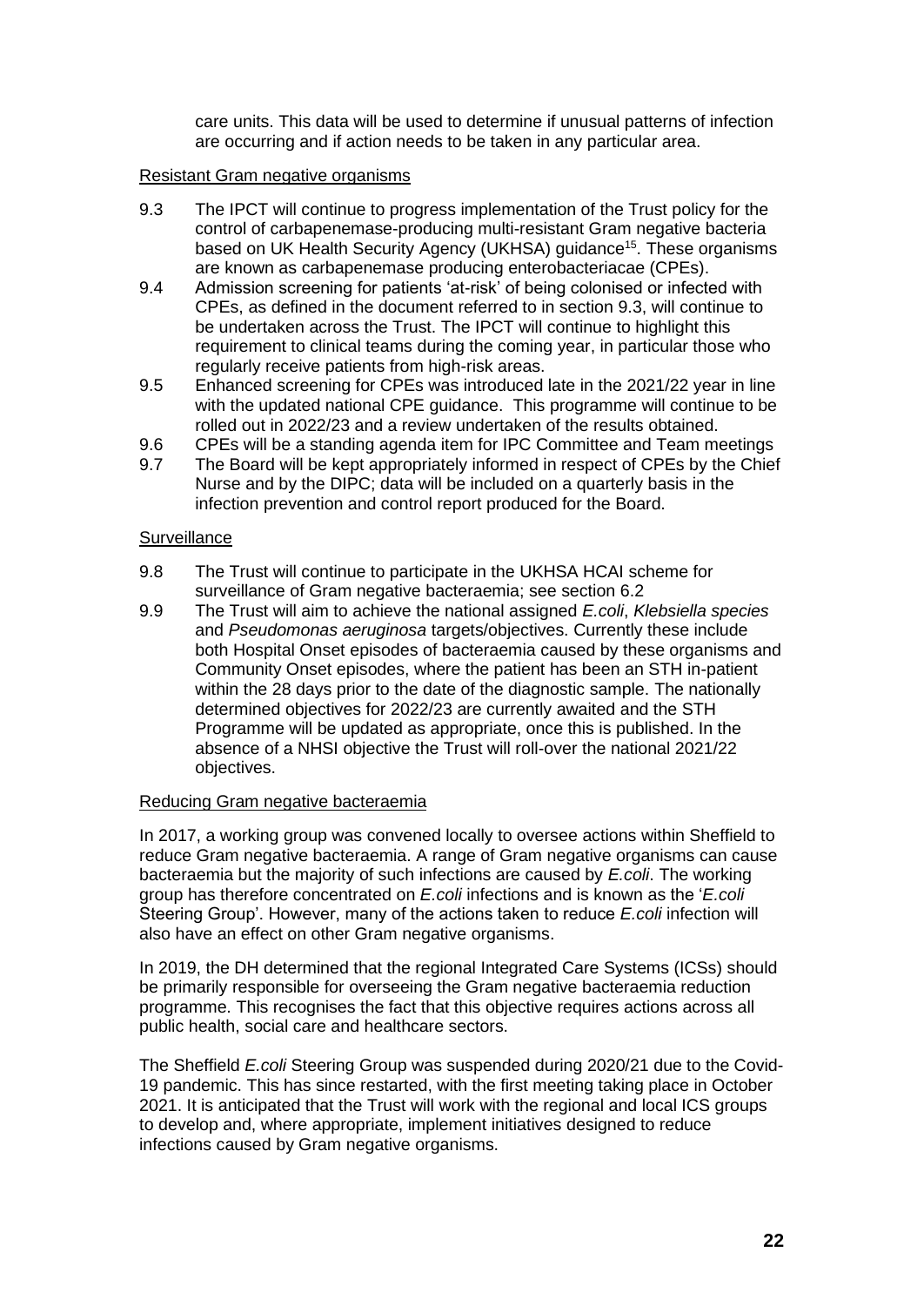care units. This data will be used to determine if unusual patterns of infection are occurring and if action needs to be taken in any particular area.

Resistant Gram negative organisms

9.3 The IPCT will continue to progress implementation of the Trust policy for the control of carbapenemase-producing multi-resistant Gram negative bacteria based on UK Health Security Agency (UKHSA) guidance[15]. These organisms are known as carbapenemase producing enterobacteriacae (CPEs).

9.4 Admission screening for patients 'at-risk' of being colonised or infected with CPEs, as defined in the document referred to in section 9.3, will continue to be undertaken across the Trust. The IPCT will continue to highlight this requirement to clinical teams during the coming year, in particular those who regularly receive patients from high-risk areas.

9.5 Enhanced screening for CPEs was introduced late in the 2021/22 year in line with the updated national CPE guidance. This programme will continue to be rolled out in 2022/23 and a review undertaken of the results obtained.

9.6 CPEs will be a standing agenda item for IPC Committee and Team meetings

9.7 The Board will be kept appropriately informed in respect of CPEs by the Chief Nurse and by the DIPC; data will be included on a quarterly basis in the infection prevention and control report produced for the Board.

Surveillance

9.8 The Trust will continue to participate in the UKHSA HCAI scheme for surveillance of Gram negative bacteraemia; see section 6.2

9.9 The Trust will aim to achieve the national assigned *E.coli*, *Klebsiella species* and *Pseudomonas aeruginosa* targets/objectives. Currently these include both Hospital Onset episodes of bacteraemia caused by these organisms and Community Onset episodes, where the patient has been an STH in-patient within the 28 days prior to the date of the diagnostic sample. The nationally determined objectives for 2022/23 are currently awaited and the STH Programme will be updated as appropriate, once this is published. In the absence of a NHSI objective the Trust will roll-over the national 2021/22 objectives.

Reducing Gram negative bacteraemia

In 2017, a working group was convened locally to oversee actions within Sheffield to reduce Gram negative bacteraemia. A range of Gram negative organisms can cause bacteraemia but the majority of such infections are caused by *E.coli*. The working group has therefore concentrated on *E.coli* infections and is known as the '*E.coli* Steering Group'. However, many of the actions taken to reduce *E.coli* infection will also have an effect on other Gram negative organisms.

In 2019, the DH determined that the regional Integrated Care Systems (ICSs) should be primarily responsible for overseeing the Gram negative bacteraemia reduction programme. This recognises the fact that this objective requires actions across all public health, social care and healthcare sectors.

The Sheffield *E.coli* Steering Group was suspended during 2020/21 due to the Covid-19 pandemic. This has since restarted, with the first meeting taking place in October 2021. It is anticipated that the Trust will work with the regional and local ICS groups to develop and, where appropriate, implement initiatives designed to reduce infections caused by Gram negative organisms.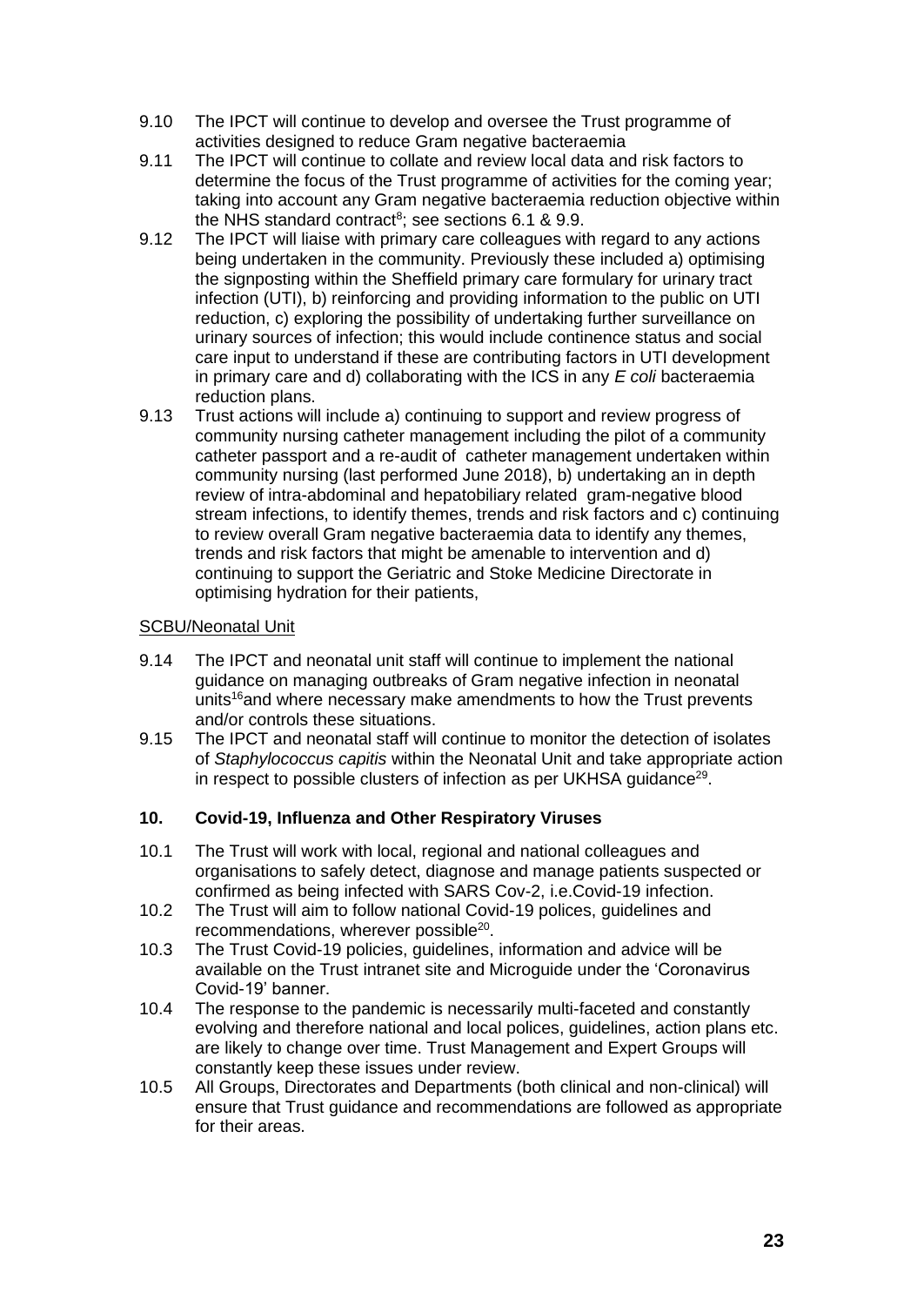9.10 The IPCT will continue to develop and oversee the Trust programme of activities designed to reduce Gram negative bacteraemia

9.11 The IPCT will continue to collate and review local data and risk factors to determine the focus of the Trust programme of activities for the coming year; taking into account any Gram negative bacteraemia reduction objective within the NHS standard contract[8]; see sections 6.1 & 9.9.

9.12 The IPCT will liaise with primary care colleagues with regard to any actions being undertaken in the community. Previously these included a) optimising the signposting within the Sheffield primary care formulary for urinary tract infection (UTI), b) reinforcing and providing information to the public on UTI reduction, c) exploring the possibility of undertaking further surveillance on urinary sources of infection; this would include continence status and social care input to understand if these are contributing factors in UTI development in primary care and d) collaborating with the ICS in any *E coli* bacteraemia reduction plans.

9.13 Trust actions will include a) continuing to support and review progress of community nursing catheter management including the pilot of a community catheter passport and a re-audit of catheter management undertaken within community nursing (last performed June 2018), b) undertaking an in depth review of intra-abdominal and hepatobiliary related gram-negative blood stream infections, to identify themes, trends and risk factors and c) continuing to review overall Gram negative bacteraemia data to identify any themes, trends and risk factors that might be amenable to intervention and d) continuing to support the Geriatric and Stoke Medicine Directorate in optimising hydration for their patients,

<u>SCBU/Neonatal Unit</u>

9.14 The IPCT and neonatal unit staff will continue to implement the national guidance on managing outbreaks of Gram negative infection in neonatal units[16]and where necessary make amendments to how the Trust prevents and/or controls these situations.

9.15 The IPCT and neonatal staff will continue to monitor the detection of isolates of *Staphylococcus capitis* within the Neonatal Unit and take appropriate action in respect to possible clusters of infection as per UKHSA guidance[29].

## 10. Covid-19, Influenza and Other Respiratory Viruses

10.1 The Trust will work with local, regional and national colleagues and organisations to safely detect, diagnose and manage patients suspected or confirmed as being infected with SARS Cov-2, i.e.Covid-19 infection.

10.2 The Trust will aim to follow national Covid-19 polices, guidelines and recommendations, wherever possible[20].

10.3 The Trust Covid-19 policies, guidelines, information and advice will be available on the Trust intranet site and Microguide under the 'Coronavirus Covid-19' banner.

10.4 The response to the pandemic is necessarily multi-faceted and constantly evolving and therefore national and local polices, guidelines, action plans etc. are likely to change over time. Trust Management and Expert Groups will constantly keep these issues under review.

10.5 All Groups, Directorates and Departments (both clinical and non-clinical) will ensure that Trust guidance and recommendations are followed as appropriate for their areas.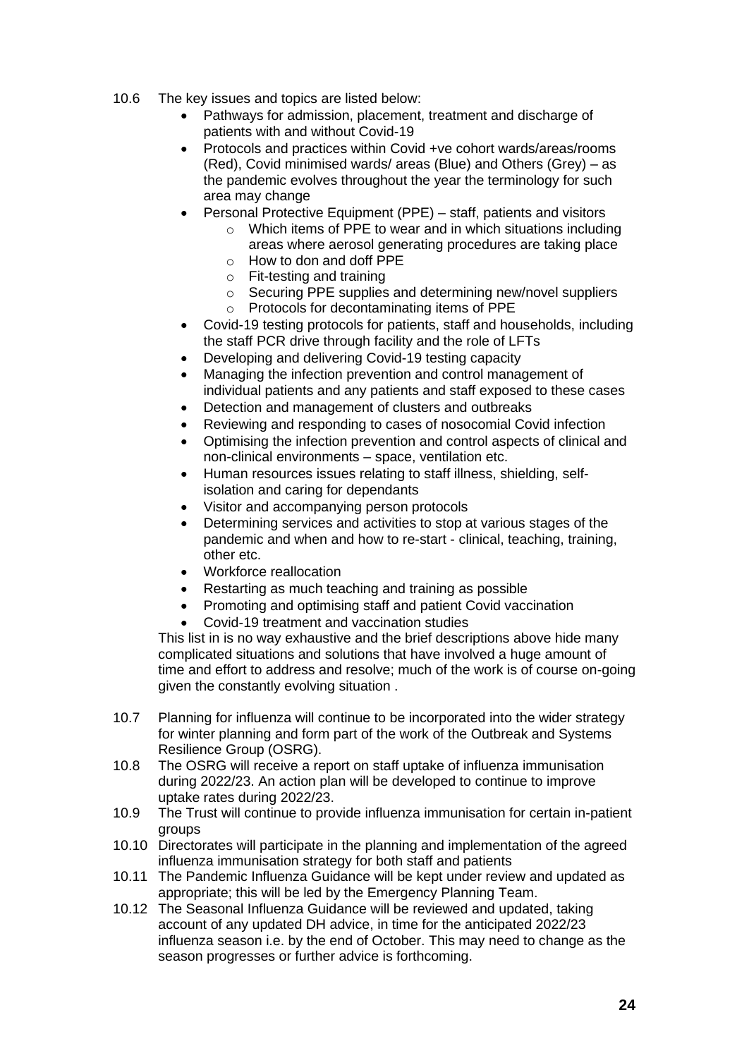10.6 The key issues and topics are listed below:

- Pathways for admission, placement, treatment and discharge of patients with and without Covid-19
- Protocols and practices within Covid +ve cohort wards/areas/rooms (Red), Covid minimised wards/ areas (Blue) and Others (Grey) – as the pandemic evolves throughout the year the terminology for such area may change
- Personal Protective Equipment (PPE) – staff, patients and visitors
  - Which items of PPE to wear and in which situations including areas where aerosol generating procedures are taking place
  - How to don and doff PPE
  - Fit-testing and training
  - Securing PPE supplies and determining new/novel suppliers
  - Protocols for decontaminating items of PPE
- Covid-19 testing protocols for patients, staff and households, including the staff PCR drive through facility and the role of LFTs
- Developing and delivering Covid-19 testing capacity
- Managing the infection prevention and control management of individual patients and any patients and staff exposed to these cases
- Detection and management of clusters and outbreaks
- Reviewing and responding to cases of nosocomial Covid infection
- Optimising the infection prevention and control aspects of clinical and non-clinical environments – space, ventilation etc.
- Human resources issues relating to staff illness, shielding, self-isolation and caring for dependants
- Visitor and accompanying person protocols
- Determining services and activities to stop at various stages of the pandemic and when and how to re-start - clinical, teaching, training, other etc.
- Workforce reallocation
- Restarting as much teaching and training as possible
- Promoting and optimising staff and patient Covid vaccination
- Covid-19 treatment and vaccination studies

This list in is no way exhaustive and the brief descriptions above hide many complicated situations and solutions that have involved a huge amount of time and effort to address and resolve; much of the work is of course on-going given the constantly evolving situation .

10.7 Planning for influenza will continue to be incorporated into the wider strategy for winter planning and form part of the work of the Outbreak and Systems Resilience Group (OSRG).

10.8 The OSRG will receive a report on staff uptake of influenza immunisation during 2022/23. An action plan will be developed to continue to improve uptake rates during 2022/23.

10.9 The Trust will continue to provide influenza immunisation for certain in-patient groups

10.10 Directorates will participate in the planning and implementation of the agreed influenza immunisation strategy for both staff and patients

10.11 The Pandemic Influenza Guidance will be kept under review and updated as appropriate; this will be led by the Emergency Planning Team.

10.12 The Seasonal Influenza Guidance will be reviewed and updated, taking account of any updated DH advice, in time for the anticipated 2022/23 influenza season i.e. by the end of October. This may need to change as the season progresses or further advice is forthcoming.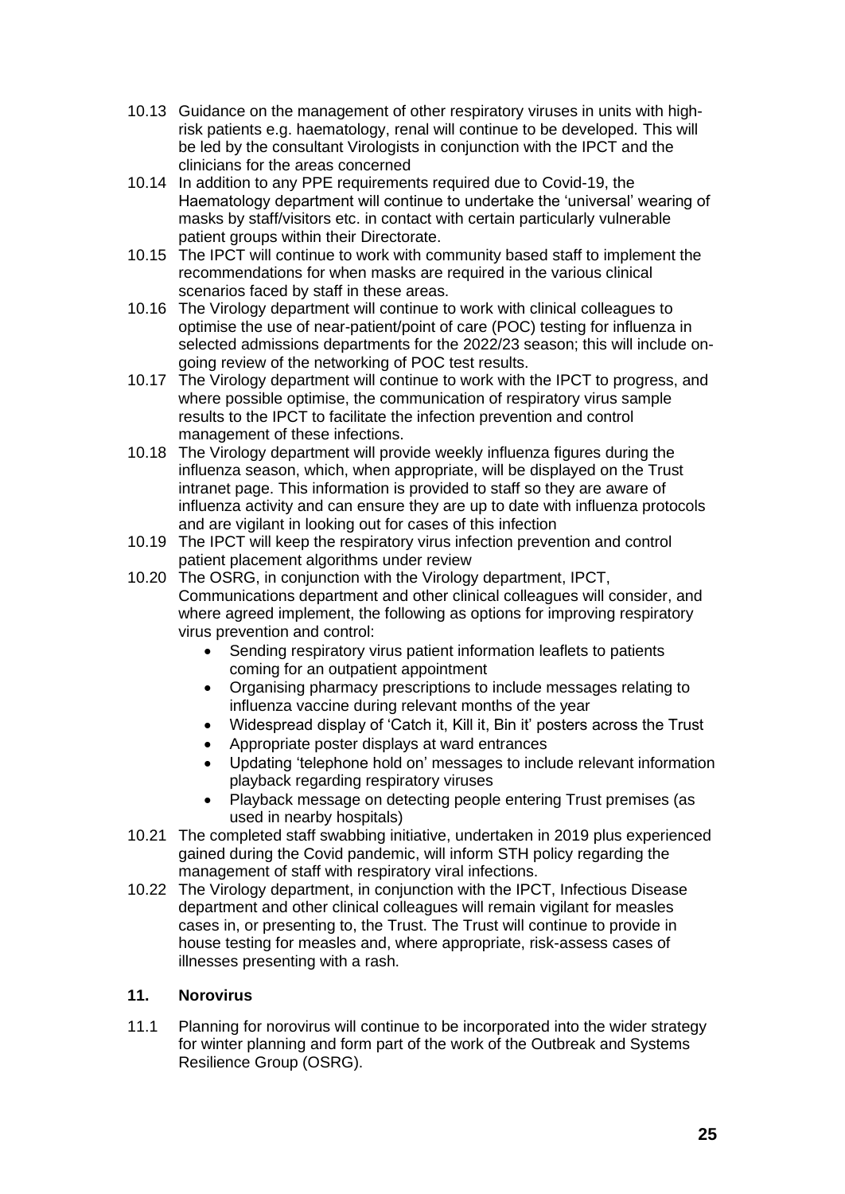10.13 Guidance on the management of other respiratory viruses in units with high-risk patients e.g. haematology, renal will continue to be developed. This will be led by the consultant Virologists in conjunction with the IPCT and the clinicians for the areas concerned

10.14 In addition to any PPE requirements required due to Covid-19, the Haematology department will continue to undertake the 'universal' wearing of masks by staff/visitors etc. in contact with certain particularly vulnerable patient groups within their Directorate.

10.15 The IPCT will continue to work with community based staff to implement the recommendations for when masks are required in the various clinical scenarios faced by staff in these areas.

10.16 The Virology department will continue to work with clinical colleagues to optimise the use of near-patient/point of care (POC) testing for influenza in selected admissions departments for the 2022/23 season; this will include on-going review of the networking of POC test results.

10.17 The Virology department will continue to work with the IPCT to progress, and where possible optimise, the communication of respiratory virus sample results to the IPCT to facilitate the infection prevention and control management of these infections.

10.18 The Virology department will provide weekly influenza figures during the influenza season, which, when appropriate, will be displayed on the Trust intranet page. This information is provided to staff so they are aware of influenza activity and can ensure they are up to date with influenza protocols and are vigilant in looking out for cases of this infection

10.19 The IPCT will keep the respiratory virus infection prevention and control patient placement algorithms under review

10.20 The OSRG, in conjunction with the Virology department, IPCT, Communications department and other clinical colleagues will consider, and where agreed implement, the following as options for improving respiratory virus prevention and control:

- Sending respiratory virus patient information leaflets to patients coming for an outpatient appointment
- Organising pharmacy prescriptions to include messages relating to influenza vaccine during relevant months of the year
- Widespread display of 'Catch it, Kill it, Bin it' posters across the Trust
- Appropriate poster displays at ward entrances
- Updating 'telephone hold on' messages to include relevant information playback regarding respiratory viruses
- Playback message on detecting people entering Trust premises (as used in nearby hospitals)

10.21 The completed staff swabbing initiative, undertaken in 2019 plus experienced gained during the Covid pandemic, will inform STH policy regarding the management of staff with respiratory viral infections.

10.22 The Virology department, in conjunction with the IPCT, Infectious Disease department and other clinical colleagues will remain vigilant for measles cases in, or presenting to, the Trust. The Trust will continue to provide in house testing for measles and, where appropriate, risk-assess cases of illnesses presenting with a rash.

## 11. Norovirus

11.1 Planning for norovirus will continue to be incorporated into the wider strategy for winter planning and form part of the work of the Outbreak and Systems Resilience Group (OSRG).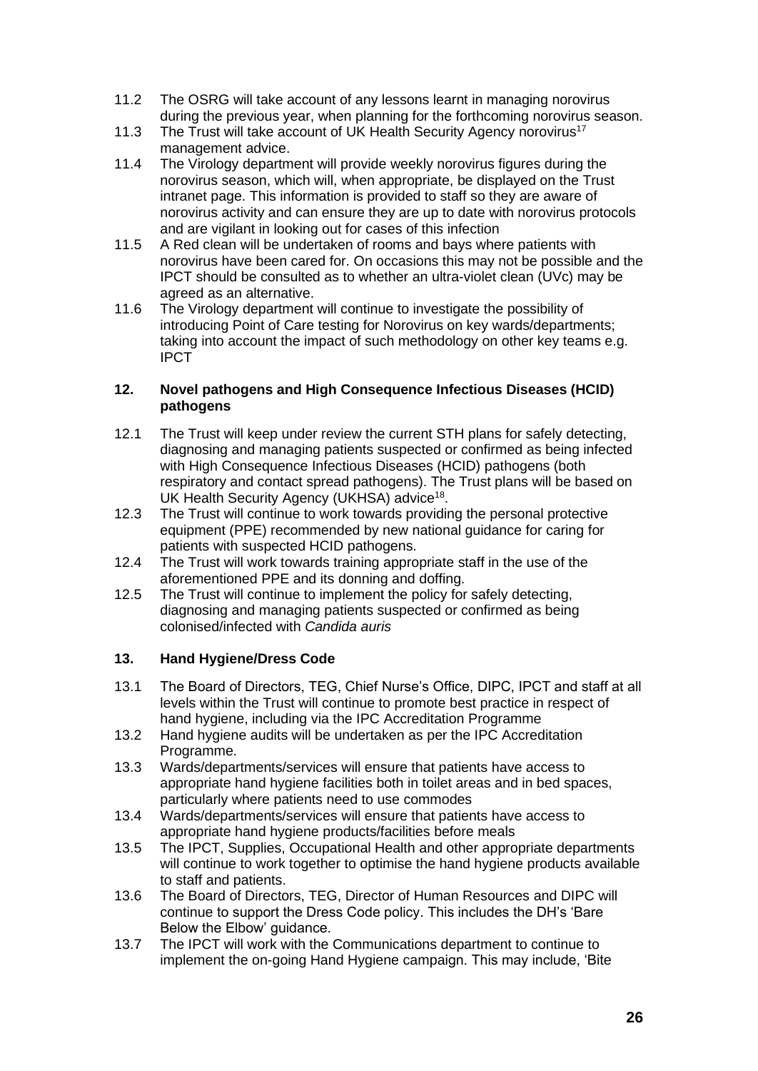11.2 The OSRG will take account of any lessons learnt in managing norovirus during the previous year, when planning for the forthcoming norovirus season.

11.3 The Trust will take account of UK Health Security Agency norovirus[17] management advice.

11.4 The Virology department will provide weekly norovirus figures during the norovirus season, which will, when appropriate, be displayed on the Trust intranet page. This information is provided to staff so they are aware of norovirus activity and can ensure they are up to date with norovirus protocols and are vigilant in looking out for cases of this infection

11.5 A Red clean will be undertaken of rooms and bays where patients with norovirus have been cared for. On occasions this may not be possible and the IPCT should be consulted as to whether an ultra-violet clean (UVc) may be agreed as an alternative.

11.6 The Virology department will continue to investigate the possibility of introducing Point of Care testing for Norovirus on key wards/departments; taking into account the impact of such methodology on other key teams e.g. IPCT

## 12. Novel pathogens and High Consequence Infectious Diseases (HCID) pathogens

12.1 The Trust will keep under review the current STH plans for safely detecting, diagnosing and managing patients suspected or confirmed as being infected with High Consequence Infectious Diseases (HCID) pathogens (both respiratory and contact spread pathogens). The Trust plans will be based on UK Health Security Agency (UKHSA) advice[18].

12.3 The Trust will continue to work towards providing the personal protective equipment (PPE) recommended by new national guidance for caring for patients with suspected HCID pathogens.

12.4 The Trust will work towards training appropriate staff in the use of the aforementioned PPE and its donning and doffing.

12.5 The Trust will continue to implement the policy for safely detecting, diagnosing and managing patients suspected or confirmed as being colonised/infected with *Candida auris*

## 13. Hand Hygiene/Dress Code

13.1 The Board of Directors, TEG, Chief Nurse's Office, DIPC, IPCT and staff at all levels within the Trust will continue to promote best practice in respect of hand hygiene, including via the IPC Accreditation Programme

13.2 Hand hygiene audits will be undertaken as per the IPC Accreditation Programme.

13.3 Wards/departments/services will ensure that patients have access to appropriate hand hygiene facilities both in toilet areas and in bed spaces, particularly where patients need to use commodes

13.4 Wards/departments/services will ensure that patients have access to appropriate hand hygiene products/facilities before meals

13.5 The IPCT, Supplies, Occupational Health and other appropriate departments will continue to work together to optimise the hand hygiene products available to staff and patients.

13.6 The Board of Directors, TEG, Director of Human Resources and DIPC will continue to support the Dress Code policy. This includes the DH's 'Bare Below the Elbow' guidance.

13.7 The IPCT will work with the Communications department to continue to implement the on-going Hand Hygiene campaign. This may include, 'Bite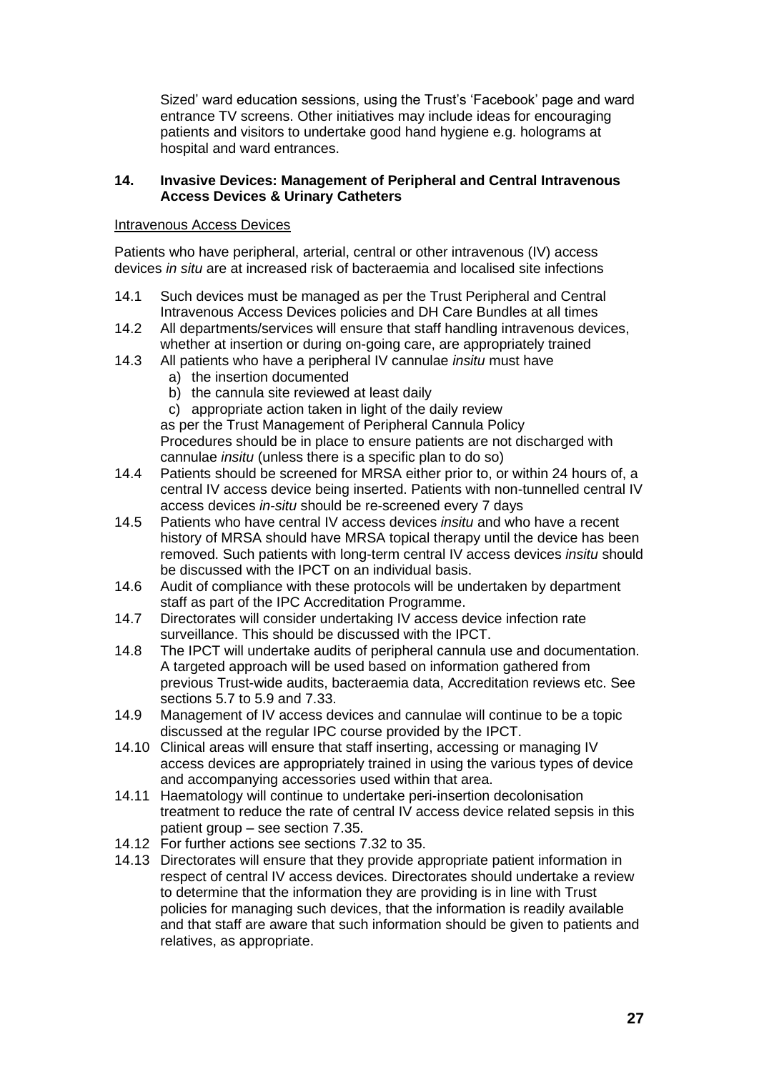Sized' ward education sessions, using the Trust's 'Facebook' page and ward entrance TV screens. Other initiatives may include ideas for encouraging patients and visitors to undertake good hand hygiene e.g. holograms at hospital and ward entrances.

## 14. Invasive Devices: Management of Peripheral and Central Intravenous Access Devices & Urinary Catheters

Intravenous Access Devices

Patients who have peripheral, arterial, central or other intravenous (IV) access devices *in situ* are at increased risk of bacteraemia and localised site infections

14.1 Such devices must be managed as per the Trust Peripheral and Central Intravenous Access Devices policies and DH Care Bundles at all times

14.2 All departments/services will ensure that staff handling intravenous devices, whether at insertion or during on-going care, are appropriately trained

14.3 All patients who have a peripheral IV cannulae *insitu* must have
  a) the insertion documented
  b) the cannula site reviewed at least daily
  c) appropriate action taken in light of the daily review

  as per the Trust Management of Peripheral Cannula Policy
  Procedures should be in place to ensure patients are not discharged with cannulae *insitu* (unless there is a specific plan to do so)

14.4 Patients should be screened for MRSA either prior to, or within 24 hours of, a central IV access device being inserted. Patients with non-tunnelled central IV access devices *in-situ* should be re-screened every 7 days

14.5 Patients who have central IV access devices *insitu* and who have a recent history of MRSA should have MRSA topical therapy until the device has been removed. Such patients with long-term central IV access devices *insitu* should be discussed with the IPCT on an individual basis.

14.6 Audit of compliance with these protocols will be undertaken by department staff as part of the IPC Accreditation Programme.

14.7 Directorates will consider undertaking IV access device infection rate surveillance. This should be discussed with the IPCT.

14.8 The IPCT will undertake audits of peripheral cannula use and documentation. A targeted approach will be used based on information gathered from previous Trust-wide audits, bacteraemia data, Accreditation reviews etc. See sections 5.7 to 5.9 and 7.33.

14.9 Management of IV access devices and cannulae will continue to be a topic discussed at the regular IPC course provided by the IPCT.

14.10 Clinical areas will ensure that staff inserting, accessing or managing IV access devices are appropriately trained in using the various types of device and accompanying accessories used within that area.

14.11 Haematology will continue to undertake peri-insertion decolonisation treatment to reduce the rate of central IV access device related sepsis in this patient group – see section 7.35.

14.12 For further actions see sections 7.32 to 35.

14.13 Directorates will ensure that they provide appropriate patient information in respect of central IV access devices. Directorates should undertake a review to determine that the information they are providing is in line with Trust policies for managing such devices, that the information is readily available and that staff are aware that such information should be given to patients and relatives, as appropriate.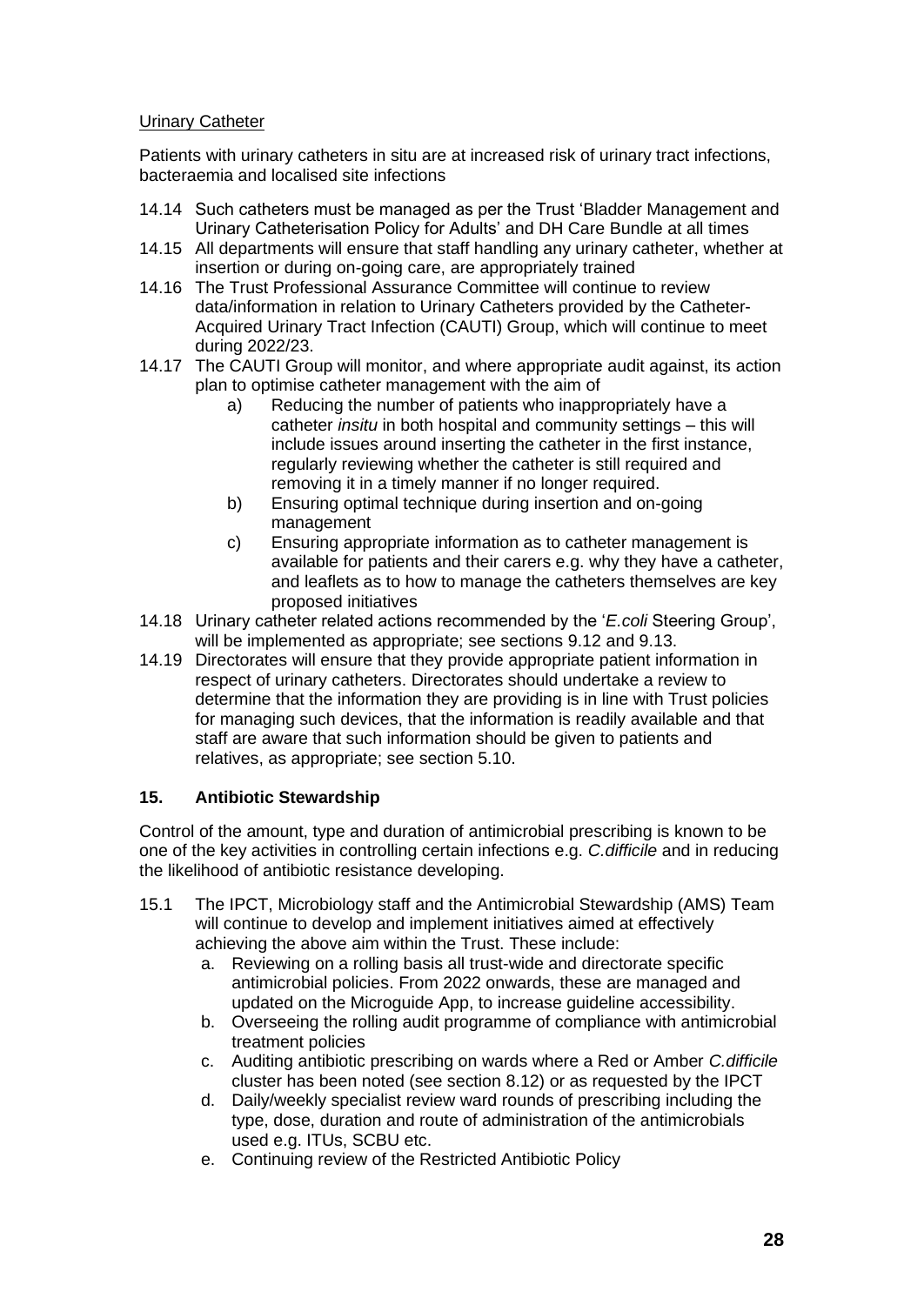Urinary Catheter

Patients with urinary catheters in situ are at increased risk of urinary tract infections, bacteraemia and localised site infections

14.14 Such catheters must be managed as per the Trust 'Bladder Management and Urinary Catheterisation Policy for Adults' and DH Care Bundle at all times

14.15 All departments will ensure that staff handling any urinary catheter, whether at insertion or during on-going care, are appropriately trained

14.16 The Trust Professional Assurance Committee will continue to review data/information in relation to Urinary Catheters provided by the Catheter-Acquired Urinary Tract Infection (CAUTI) Group, which will continue to meet during 2022/23.

14.17 The CAUTI Group will monitor, and where appropriate audit against, its action plan to optimise catheter management with the aim of

a) Reducing the number of patients who inappropriately have a catheter *insitu* in both hospital and community settings – this will include issues around inserting the catheter in the first instance, regularly reviewing whether the catheter is still required and removing it in a timely manner if no longer required.

b) Ensuring optimal technique during insertion and on-going management

c) Ensuring appropriate information as to catheter management is available for patients and their carers e.g. why they have a catheter, and leaflets as to how to manage the catheters themselves are key proposed initiatives

14.18 Urinary catheter related actions recommended by the '*E.coli* Steering Group', will be implemented as appropriate; see sections 9.12 and 9.13.

14.19 Directorates will ensure that they provide appropriate patient information in respect of urinary catheters. Directorates should undertake a review to determine that the information they are providing is in line with Trust policies for managing such devices, that the information is readily available and that staff are aware that such information should be given to patients and relatives, as appropriate; see section 5.10.

## 15. Antibiotic Stewardship

Control of the amount, type and duration of antimicrobial prescribing is known to be one of the key activities in controlling certain infections e.g. *C.difficile* and in reducing the likelihood of antibiotic resistance developing.

15.1 The IPCT, Microbiology staff and the Antimicrobial Stewardship (AMS) Team will continue to develop and implement initiatives aimed at effectively achieving the above aim within the Trust. These include:

a. Reviewing on a rolling basis all trust-wide and directorate specific antimicrobial policies. From 2022 onwards, these are managed and updated on the Microguide App, to increase guideline accessibility.

b. Overseeing the rolling audit programme of compliance with antimicrobial treatment policies

c. Auditing antibiotic prescribing on wards where a Red or Amber *C.difficile* cluster has been noted (see section 8.12) or as requested by the IPCT

d. Daily/weekly specialist review ward rounds of prescribing including the type, dose, duration and route of administration of the antimicrobials used e.g. ITUs, SCBU etc.

e. Continuing review of the Restricted Antibiotic Policy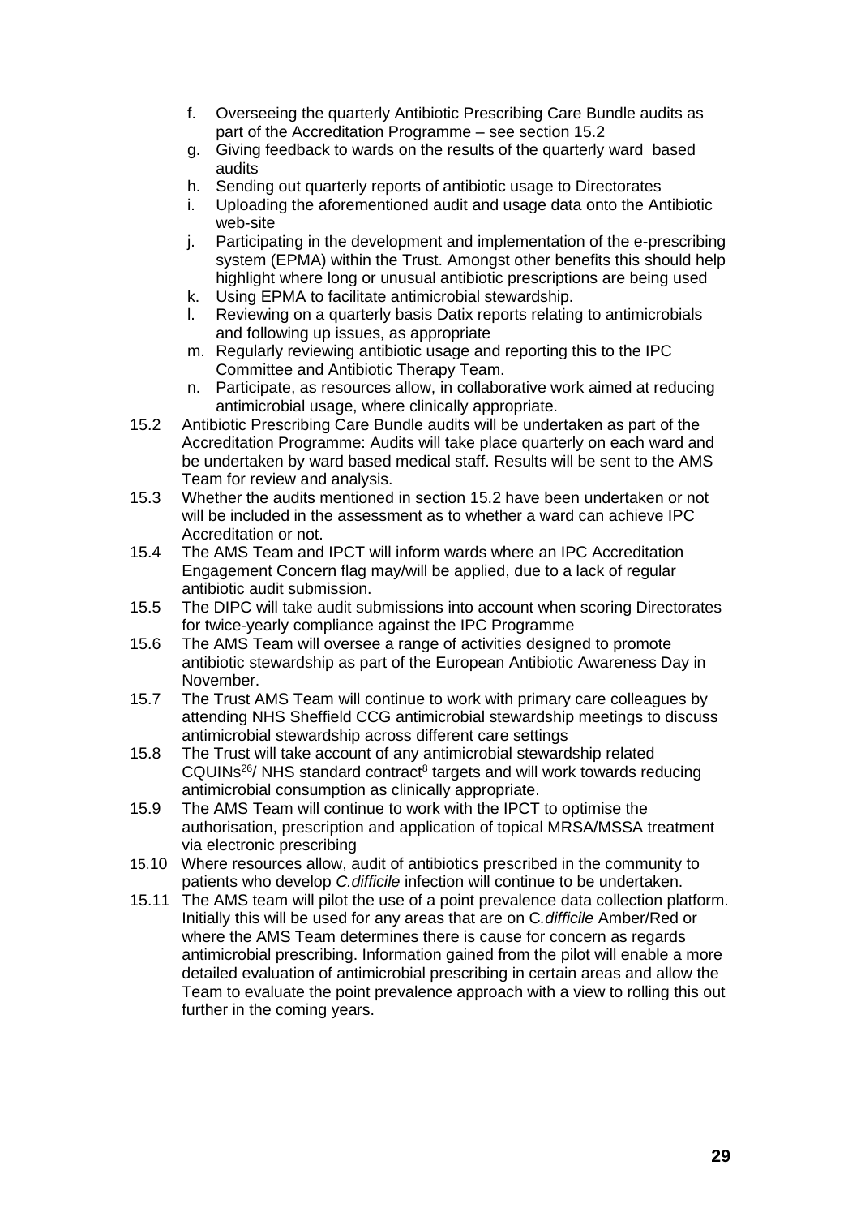f. Overseeing the quarterly Antibiotic Prescribing Care Bundle audits as part of the Accreditation Programme – see section 15.2
g. Giving feedback to wards on the results of the quarterly ward based audits
h. Sending out quarterly reports of antibiotic usage to Directorates
i. Uploading the aforementioned audit and usage data onto the Antibiotic web-site
j. Participating in the development and implementation of the e-prescribing system (EPMA) within the Trust. Amongst other benefits this should help highlight where long or unusual antibiotic prescriptions are being used
k. Using EPMA to facilitate antimicrobial stewardship.
l. Reviewing on a quarterly basis Datix reports relating to antimicrobials and following up issues, as appropriate
m. Regularly reviewing antibiotic usage and reporting this to the IPC Committee and Antibiotic Therapy Team.
n. Participate, as resources allow, in collaborative work aimed at reducing antimicrobial usage, where clinically appropriate.

15.2 Antibiotic Prescribing Care Bundle audits will be undertaken as part of the Accreditation Programme: Audits will take place quarterly on each ward and be undertaken by ward based medical staff. Results will be sent to the AMS Team for review and analysis.

15.3 Whether the audits mentioned in section 15.2 have been undertaken or not will be included in the assessment as to whether a ward can achieve IPC Accreditation or not.

15.4 The AMS Team and IPCT will inform wards where an IPC Accreditation Engagement Concern flag may/will be applied, due to a lack of regular antibiotic audit submission.

15.5 The DIPC will take audit submissions into account when scoring Directorates for twice-yearly compliance against the IPC Programme

15.6 The AMS Team will oversee a range of activities designed to promote antibiotic stewardship as part of the European Antibiotic Awareness Day in November.

15.7 The Trust AMS Team will continue to work with primary care colleagues by attending NHS Sheffield CCG antimicrobial stewardship meetings to discuss antimicrobial stewardship across different care settings

15.8 The Trust will take account of any antimicrobial stewardship related CQUINs[26]/ NHS standard contract[8] targets and will work towards reducing antimicrobial consumption as clinically appropriate.

15.9 The AMS Team will continue to work with the IPCT to optimise the authorisation, prescription and application of topical MRSA/MSSA treatment via electronic prescribing

15.10 Where resources allow, audit of antibiotics prescribed in the community to patients who develop *C.difficile* infection will continue to be undertaken.

15.11 The AMS team will pilot the use of a point prevalence data collection platform. Initially this will be used for any areas that are on C*.difficile* Amber/Red or where the AMS Team determines there is cause for concern as regards antimicrobial prescribing. Information gained from the pilot will enable a more detailed evaluation of antimicrobial prescribing in certain areas and allow the Team to evaluate the point prevalence approach with a view to rolling this out further in the coming years.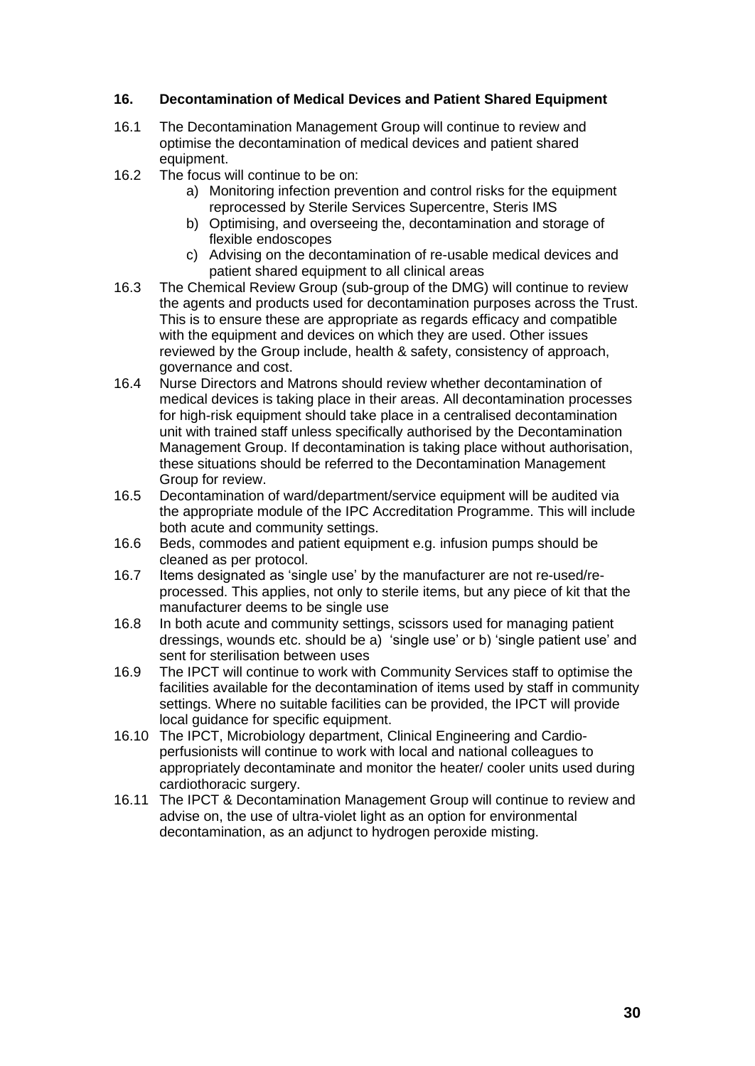## 16. Decontamination of Medical Devices and Patient Shared Equipment

16.1 The Decontamination Management Group will continue to review and optimise the decontamination of medical devices and patient shared equipment.

16.2 The focus will continue to be on:

a) Monitoring infection prevention and control risks for the equipment reprocessed by Sterile Services Supercentre, Steris IMS
b) Optimising, and overseeing the, decontamination and storage of flexible endoscopes
c) Advising on the decontamination of re-usable medical devices and patient shared equipment to all clinical areas

16.3 The Chemical Review Group (sub-group of the DMG) will continue to review the agents and products used for decontamination purposes across the Trust. This is to ensure these are appropriate as regards efficacy and compatible with the equipment and devices on which they are used. Other issues reviewed by the Group include, health & safety, consistency of approach, governance and cost.

16.4 Nurse Directors and Matrons should review whether decontamination of medical devices is taking place in their areas. All decontamination processes for high-risk equipment should take place in a centralised decontamination unit with trained staff unless specifically authorised by the Decontamination Management Group. If decontamination is taking place without authorisation, these situations should be referred to the Decontamination Management Group for review.

16.5 Decontamination of ward/department/service equipment will be audited via the appropriate module of the IPC Accreditation Programme. This will include both acute and community settings.

16.6 Beds, commodes and patient equipment e.g. infusion pumps should be cleaned as per protocol.

16.7 Items designated as 'single use' by the manufacturer are not re-used/re-processed. This applies, not only to sterile items, but any piece of kit that the manufacturer deems to be single use

16.8 In both acute and community settings, scissors used for managing patient dressings, wounds etc. should be a) 'single use' or b) 'single patient use' and sent for sterilisation between uses

16.9 The IPCT will continue to work with Community Services staff to optimise the facilities available for the decontamination of items used by staff in community settings. Where no suitable facilities can be provided, the IPCT will provide local guidance for specific equipment.

16.10 The IPCT, Microbiology department, Clinical Engineering and Cardio-perfusionists will continue to work with local and national colleagues to appropriately decontaminate and monitor the heater/ cooler units used during cardiothoracic surgery.

16.11 The IPCT & Decontamination Management Group will continue to review and advise on, the use of ultra-violet light as an option for environmental decontamination, as an adjunct to hydrogen peroxide misting.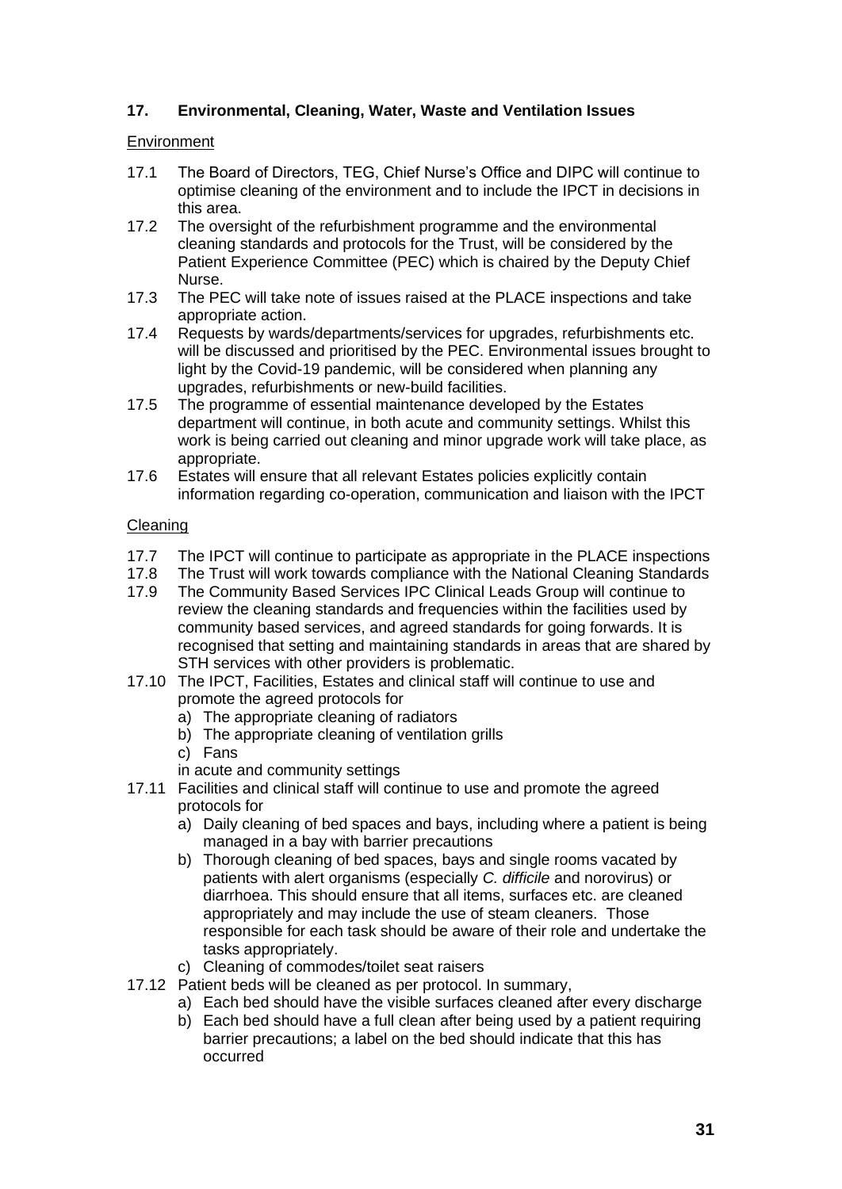## 17. Environmental, Cleaning, Water, Waste and Ventilation Issues

Environment

17.1 The Board of Directors, TEG, Chief Nurse's Office and DIPC will continue to optimise cleaning of the environment and to include the IPCT in decisions in this area.

17.2 The oversight of the refurbishment programme and the environmental cleaning standards and protocols for the Trust, will be considered by the Patient Experience Committee (PEC) which is chaired by the Deputy Chief Nurse.

17.3 The PEC will take note of issues raised at the PLACE inspections and take appropriate action.

17.4 Requests by wards/departments/services for upgrades, refurbishments etc. will be discussed and prioritised by the PEC. Environmental issues brought to light by the Covid-19 pandemic, will be considered when planning any upgrades, refurbishments or new-build facilities.

17.5 The programme of essential maintenance developed by the Estates department will continue, in both acute and community settings. Whilst this work is being carried out cleaning and minor upgrade work will take place, as appropriate.

17.6 Estates will ensure that all relevant Estates policies explicitly contain information regarding co-operation, communication and liaison with the IPCT

Cleaning

17.7 The IPCT will continue to participate as appropriate in the PLACE inspections

17.8 The Trust will work towards compliance with the National Cleaning Standards

17.9 The Community Based Services IPC Clinical Leads Group will continue to review the cleaning standards and frequencies within the facilities used by community based services, and agreed standards for going forwards. It is recognised that setting and maintaining standards in areas that are shared by STH services with other providers is problematic.

17.10 The IPCT, Facilities, Estates and clinical staff will continue to use and promote the agreed protocols for

a) The appropriate cleaning of radiators
b) The appropriate cleaning of ventilation grills
c) Fans

in acute and community settings

17.11 Facilities and clinical staff will continue to use and promote the agreed protocols for

a) Daily cleaning of bed spaces and bays, including where a patient is being managed in a bay with barrier precautions
b) Thorough cleaning of bed spaces, bays and single rooms vacated by patients with alert organisms (especially *C. difficile* and norovirus) or diarrhoea. This should ensure that all items, surfaces etc. are cleaned appropriately and may include the use of steam cleaners. Those responsible for each task should be aware of their role and undertake the tasks appropriately.
c) Cleaning of commodes/toilet seat raisers

17.12 Patient beds will be cleaned as per protocol. In summary,

a) Each bed should have the visible surfaces cleaned after every discharge
b) Each bed should have a full clean after being used by a patient requiring barrier precautions; a label on the bed should indicate that this has occurred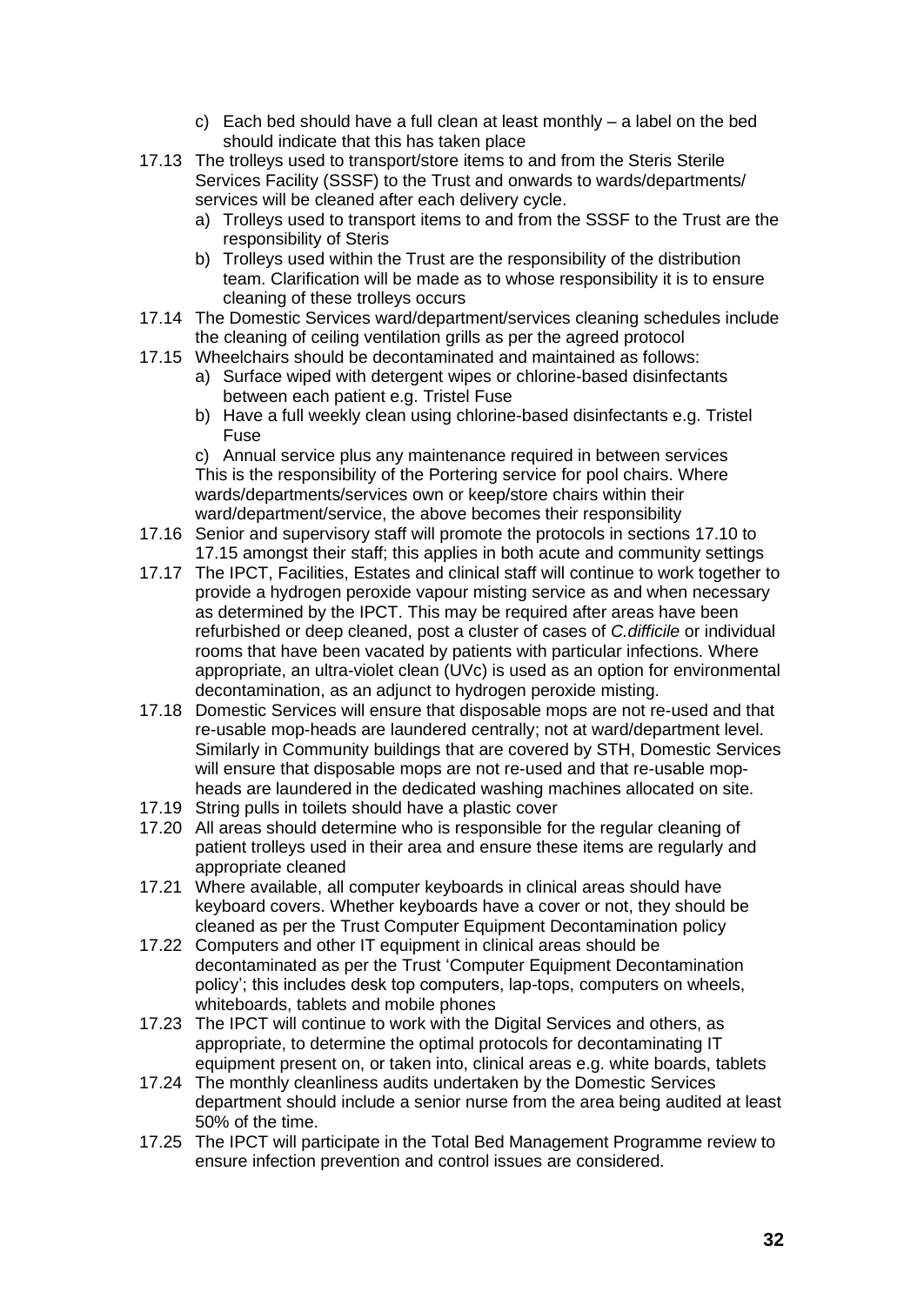c) Each bed should have a full clean at least monthly – a label on the bed should indicate that this has taken place

17.13 The trolleys used to transport/store items to and from the Steris Sterile Services Facility (SSSF) to the Trust and onwards to wards/departments/ services will be cleaned after each delivery cycle.

a) Trolleys used to transport items to and from the SSSF to the Trust are the responsibility of Steris
b) Trolleys used within the Trust are the responsibility of the distribution team. Clarification will be made as to whose responsibility it is to ensure cleaning of these trolleys occurs

17.14 The Domestic Services ward/department/services cleaning schedules include the cleaning of ceiling ventilation grills as per the agreed protocol

17.15 Wheelchairs should be decontaminated and maintained as follows:

a) Surface wiped with detergent wipes or chlorine-based disinfectants between each patient e.g. Tristel Fuse
b) Have a full weekly clean using chlorine-based disinfectants e.g. Tristel Fuse
c) Annual service plus any maintenance required in between services

This is the responsibility of the Portering service for pool chairs. Where wards/departments/services own or keep/store chairs within their ward/department/service, the above becomes their responsibility

17.16 Senior and supervisory staff will promote the protocols in sections 17.10 to 17.15 amongst their staff; this applies in both acute and community settings

17.17 The IPCT, Facilities, Estates and clinical staff will continue to work together to provide a hydrogen peroxide vapour misting service as and when necessary as determined by the IPCT. This may be required after areas have been refurbished or deep cleaned, post a cluster of cases of *C.difficile* or individual rooms that have been vacated by patients with particular infections. Where appropriate, an ultra-violet clean (UVc) is used as an option for environmental decontamination, as an adjunct to hydrogen peroxide misting.

17.18 Domestic Services will ensure that disposable mops are not re-used and that re-usable mop-heads are laundered centrally; not at ward/department level. Similarly in Community buildings that are covered by STH, Domestic Services will ensure that disposable mops are not re-used and that re-usable mop-heads are laundered in the dedicated washing machines allocated on site.

17.19 String pulls in toilets should have a plastic cover

17.20 All areas should determine who is responsible for the regular cleaning of patient trolleys used in their area and ensure these items are regularly and appropriate cleaned

17.21 Where available, all computer keyboards in clinical areas should have keyboard covers. Whether keyboards have a cover or not, they should be cleaned as per the Trust Computer Equipment Decontamination policy

17.22 Computers and other IT equipment in clinical areas should be decontaminated as per the Trust 'Computer Equipment Decontamination policy'; this includes desk top computers, lap-tops, computers on wheels, whiteboards, tablets and mobile phones

17.23 The IPCT will continue to work with the Digital Services and others, as appropriate, to determine the optimal protocols for decontaminating IT equipment present on, or taken into, clinical areas e.g. white boards, tablets

17.24 The monthly cleanliness audits undertaken by the Domestic Services department should include a senior nurse from the area being audited at least 50% of the time.

17.25 The IPCT will participate in the Total Bed Management Programme review to ensure infection prevention and control issues are considered.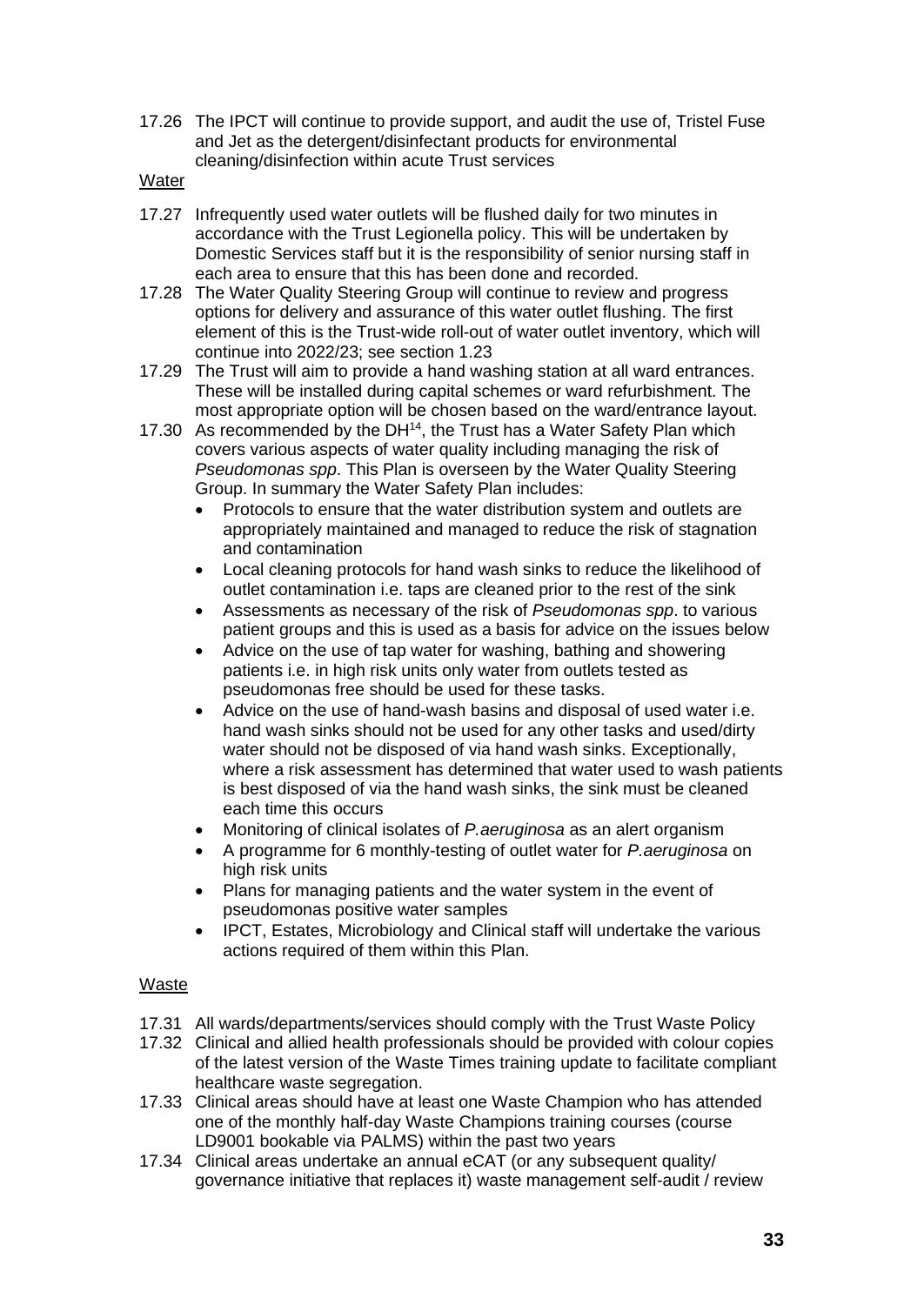17.26 The IPCT will continue to provide support, and audit the use of, Tristel Fuse and Jet as the detergent/disinfectant products for environmental cleaning/disinfection within acute Trust services

Water

17.27 Infrequently used water outlets will be flushed daily for two minutes in accordance with the Trust Legionella policy. This will be undertaken by Domestic Services staff but it is the responsibility of senior nursing staff in each area to ensure that this has been done and recorded.

17.28 The Water Quality Steering Group will continue to review and progress options for delivery and assurance of this water outlet flushing. The first element of this is the Trust-wide roll-out of water outlet inventory, which will continue into 2022/23; see section 1.23

17.29 The Trust will aim to provide a hand washing station at all ward entrances. These will be installed during capital schemes or ward refurbishment. The most appropriate option will be chosen based on the ward/entrance layout.

17.30 As recommended by the DH[14], the Trust has a Water Safety Plan which covers various aspects of water quality including managing the risk of *Pseudomonas spp*. This Plan is overseen by the Water Quality Steering Group. In summary the Water Safety Plan includes:

- Protocols to ensure that the water distribution system and outlets are appropriately maintained and managed to reduce the risk of stagnation and contamination
- Local cleaning protocols for hand wash sinks to reduce the likelihood of outlet contamination i.e. taps are cleaned prior to the rest of the sink
- Assessments as necessary of the risk of *Pseudomonas spp*. to various patient groups and this is used as a basis for advice on the issues below
- Advice on the use of tap water for washing, bathing and showering patients i.e. in high risk units only water from outlets tested as pseudomonas free should be used for these tasks.
- Advice on the use of hand-wash basins and disposal of used water i.e. hand wash sinks should not be used for any other tasks and used/dirty water should not be disposed of via hand wash sinks. Exceptionally, where a risk assessment has determined that water used to wash patients is best disposed of via the hand wash sinks, the sink must be cleaned each time this occurs
- Monitoring of clinical isolates of *P.aeruginosa* as an alert organism
- A programme for 6 monthly-testing of outlet water for *P.aeruginosa* on high risk units
- Plans for managing patients and the water system in the event of pseudomonas positive water samples
- IPCT, Estates, Microbiology and Clinical staff will undertake the various actions required of them within this Plan.

Waste

17.31 All wards/departments/services should comply with the Trust Waste Policy

17.32 Clinical and allied health professionals should be provided with colour copies of the latest version of the Waste Times training update to facilitate compliant healthcare waste segregation.

17.33 Clinical areas should have at least one Waste Champion who has attended one of the monthly half-day Waste Champions training courses (course LD9001 bookable via PALMS) within the past two years

17.34 Clinical areas undertake an annual eCAT (or any subsequent quality/ governance initiative that replaces it) waste management self-audit / review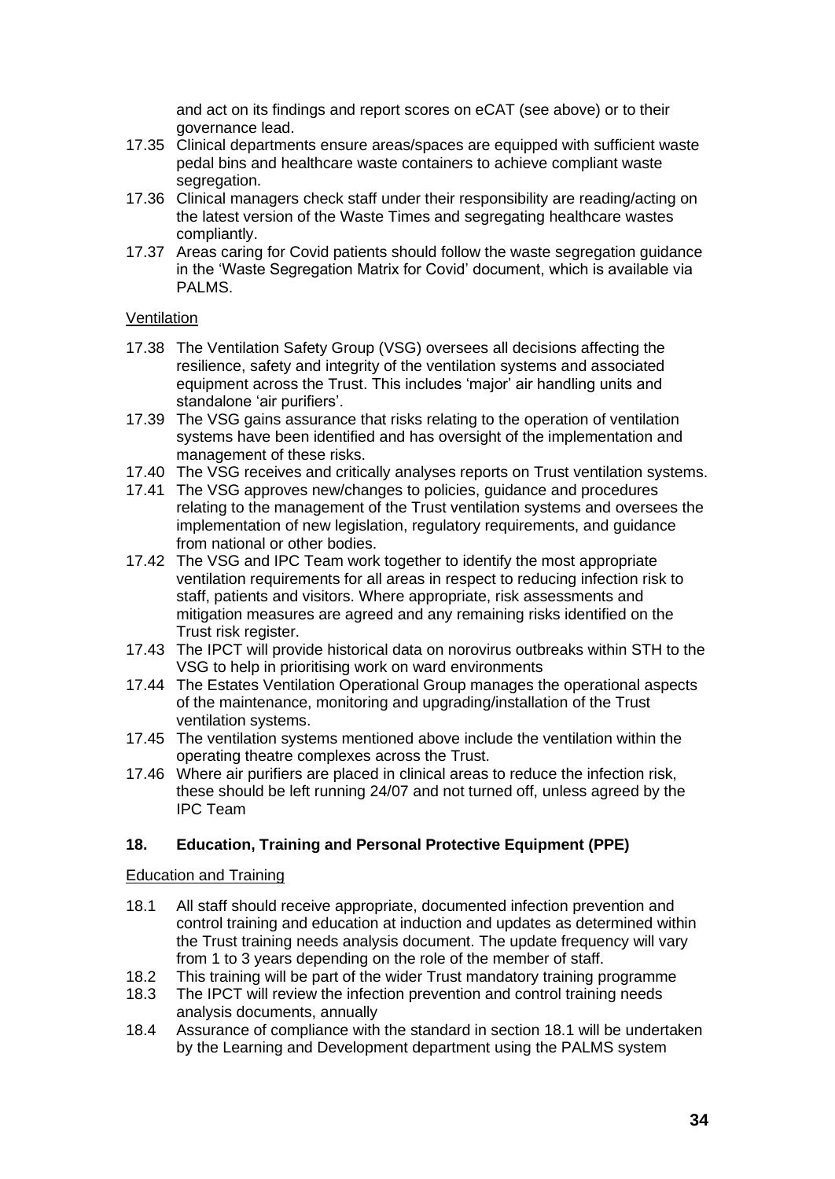and act on its findings and report scores on eCAT (see above) or to their governance lead.

17.35 Clinical departments ensure areas/spaces are equipped with sufficient waste pedal bins and healthcare waste containers to achieve compliant waste segregation.

17.36 Clinical managers check staff under their responsibility are reading/acting on the latest version of the Waste Times and segregating healthcare wastes compliantly.

17.37 Areas caring for Covid patients should follow the waste segregation guidance in the 'Waste Segregation Matrix for Covid' document, which is available via PALMS.

<u>Ventilation</u>

17.38 The Ventilation Safety Group (VSG) oversees all decisions affecting the resilience, safety and integrity of the ventilation systems and associated equipment across the Trust. This includes 'major' air handling units and standalone 'air purifiers'.

17.39 The VSG gains assurance that risks relating to the operation of ventilation systems have been identified and has oversight of the implementation and management of these risks.

17.40 The VSG receives and critically analyses reports on Trust ventilation systems.

17.41 The VSG approves new/changes to policies, guidance and procedures relating to the management of the Trust ventilation systems and oversees the implementation of new legislation, regulatory requirements, and guidance from national or other bodies.

17.42 The VSG and IPC Team work together to identify the most appropriate ventilation requirements for all areas in respect to reducing infection risk to staff, patients and visitors. Where appropriate, risk assessments and mitigation measures are agreed and any remaining risks identified on the Trust risk register.

17.43 The IPCT will provide historical data on norovirus outbreaks within STH to the VSG to help in prioritising work on ward environments

17.44 The Estates Ventilation Operational Group manages the operational aspects of the maintenance, monitoring and upgrading/installation of the Trust ventilation systems.

17.45 The ventilation systems mentioned above include the ventilation within the operating theatre complexes across the Trust.

17.46 Where air purifiers are placed in clinical areas to reduce the infection risk, these should be left running 24/07 and not turned off, unless agreed by the IPC Team

## 18. Education, Training and Personal Protective Equipment (PPE)

<u>Education and Training</u>

18.1 All staff should receive appropriate, documented infection prevention and control training and education at induction and updates as determined within the Trust training needs analysis document. The update frequency will vary from 1 to 3 years depending on the role of the member of staff.

18.2 This training will be part of the wider Trust mandatory training programme

18.3 The IPCT will review the infection prevention and control training needs analysis documents, annually

18.4 Assurance of compliance with the standard in section 18.1 will be undertaken by the Learning and Development department using the PALMS system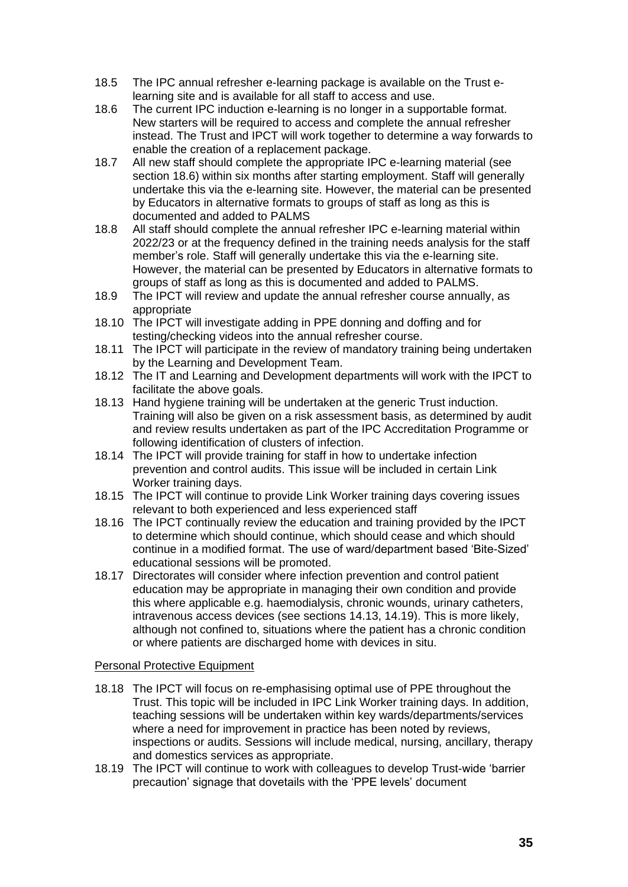18.5 The IPC annual refresher e-learning package is available on the Trust e-learning site and is available for all staff to access and use.

18.6 The current IPC induction e-learning is no longer in a supportable format. New starters will be required to access and complete the annual refresher instead. The Trust and IPCT will work together to determine a way forwards to enable the creation of a replacement package.

18.7 All new staff should complete the appropriate IPC e-learning material (see section 18.6) within six months after starting employment. Staff will generally undertake this via the e-learning site. However, the material can be presented by Educators in alternative formats to groups of staff as long as this is documented and added to PALMS

18.8 All staff should complete the annual refresher IPC e-learning material within 2022/23 or at the frequency defined in the training needs analysis for the staff member's role. Staff will generally undertake this via the e-learning site. However, the material can be presented by Educators in alternative formats to groups of staff as long as this is documented and added to PALMS.

18.9 The IPCT will review and update the annual refresher course annually, as appropriate

18.10 The IPCT will investigate adding in PPE donning and doffing and for testing/checking videos into the annual refresher course.

18.11 The IPCT will participate in the review of mandatory training being undertaken by the Learning and Development Team.

18.12 The IT and Learning and Development departments will work with the IPCT to facilitate the above goals.

18.13 Hand hygiene training will be undertaken at the generic Trust induction. Training will also be given on a risk assessment basis, as determined by audit and review results undertaken as part of the IPC Accreditation Programme or following identification of clusters of infection.

18.14 The IPCT will provide training for staff in how to undertake infection prevention and control audits. This issue will be included in certain Link Worker training days.

18.15 The IPCT will continue to provide Link Worker training days covering issues relevant to both experienced and less experienced staff

18.16 The IPCT continually review the education and training provided by the IPCT to determine which should continue, which should cease and which should continue in a modified format. The use of ward/department based 'Bite-Sized' educational sessions will be promoted.

18.17 Directorates will consider where infection prevention and control patient education may be appropriate in managing their own condition and provide this where applicable e.g. haemodialysis, chronic wounds, urinary catheters, intravenous access devices (see sections 14.13, 14.19). This is more likely, although not confined to, situations where the patient has a chronic condition or where patients are discharged home with devices in situ.

Personal Protective Equipment

18.18 The IPCT will focus on re-emphasising optimal use of PPE throughout the Trust. This topic will be included in IPC Link Worker training days. In addition, teaching sessions will be undertaken within key wards/departments/services where a need for improvement in practice has been noted by reviews, inspections or audits. Sessions will include medical, nursing, ancillary, therapy and domestics services as appropriate.

18.19 The IPCT will continue to work with colleagues to develop Trust-wide 'barrier precaution' signage that dovetails with the 'PPE levels' document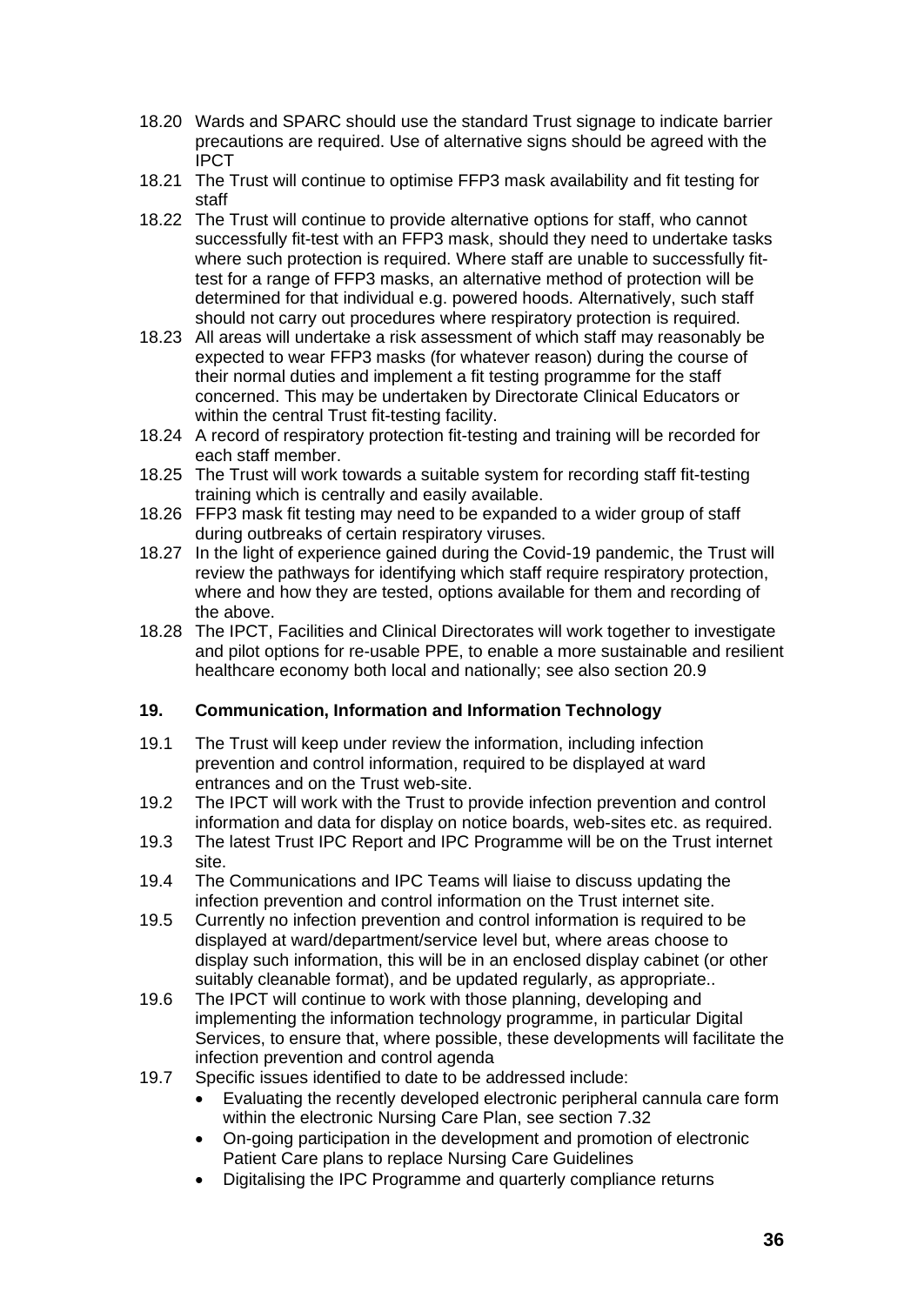18.20 Wards and SPARC should use the standard Trust signage to indicate barrier precautions are required. Use of alternative signs should be agreed with the IPCT

18.21 The Trust will continue to optimise FFP3 mask availability and fit testing for staff

18.22 The Trust will continue to provide alternative options for staff, who cannot successfully fit-test with an FFP3 mask, should they need to undertake tasks where such protection is required. Where staff are unable to successfully fit-test for a range of FFP3 masks, an alternative method of protection will be determined for that individual e.g. powered hoods. Alternatively, such staff should not carry out procedures where respiratory protection is required.

18.23 All areas will undertake a risk assessment of which staff may reasonably be expected to wear FFP3 masks (for whatever reason) during the course of their normal duties and implement a fit testing programme for the staff concerned. This may be undertaken by Directorate Clinical Educators or within the central Trust fit-testing facility.

18.24 A record of respiratory protection fit-testing and training will be recorded for each staff member.

18.25 The Trust will work towards a suitable system for recording staff fit-testing training which is centrally and easily available.

18.26 FFP3 mask fit testing may need to be expanded to a wider group of staff during outbreaks of certain respiratory viruses.

18.27 In the light of experience gained during the Covid-19 pandemic, the Trust will review the pathways for identifying which staff require respiratory protection, where and how they are tested, options available for them and recording of the above.

18.28 The IPCT, Facilities and Clinical Directorates will work together to investigate and pilot options for re-usable PPE, to enable a more sustainable and resilient healthcare economy both local and nationally; see also section 20.9

## 19. Communication, Information and Information Technology

19.1 The Trust will keep under review the information, including infection prevention and control information, required to be displayed at ward entrances and on the Trust web-site.

19.2 The IPCT will work with the Trust to provide infection prevention and control information and data for display on notice boards, web-sites etc. as required.

19.3 The latest Trust IPC Report and IPC Programme will be on the Trust internet site.

19.4 The Communications and IPC Teams will liaise to discuss updating the infection prevention and control information on the Trust internet site.

19.5 Currently no infection prevention and control information is required to be displayed at ward/department/service level but, where areas choose to display such information, this will be in an enclosed display cabinet (or other suitably cleanable format), and be updated regularly, as appropriate..

19.6 The IPCT will continue to work with those planning, developing and implementing the information technology programme, in particular Digital Services, to ensure that, where possible, these developments will facilitate the infection prevention and control agenda

19.7 Specific issues identified to date to be addressed include:

- Evaluating the recently developed electronic peripheral cannula care form within the electronic Nursing Care Plan, see section 7.32
- On-going participation in the development and promotion of electronic Patient Care plans to replace Nursing Care Guidelines
- Digitalising the IPC Programme and quarterly compliance returns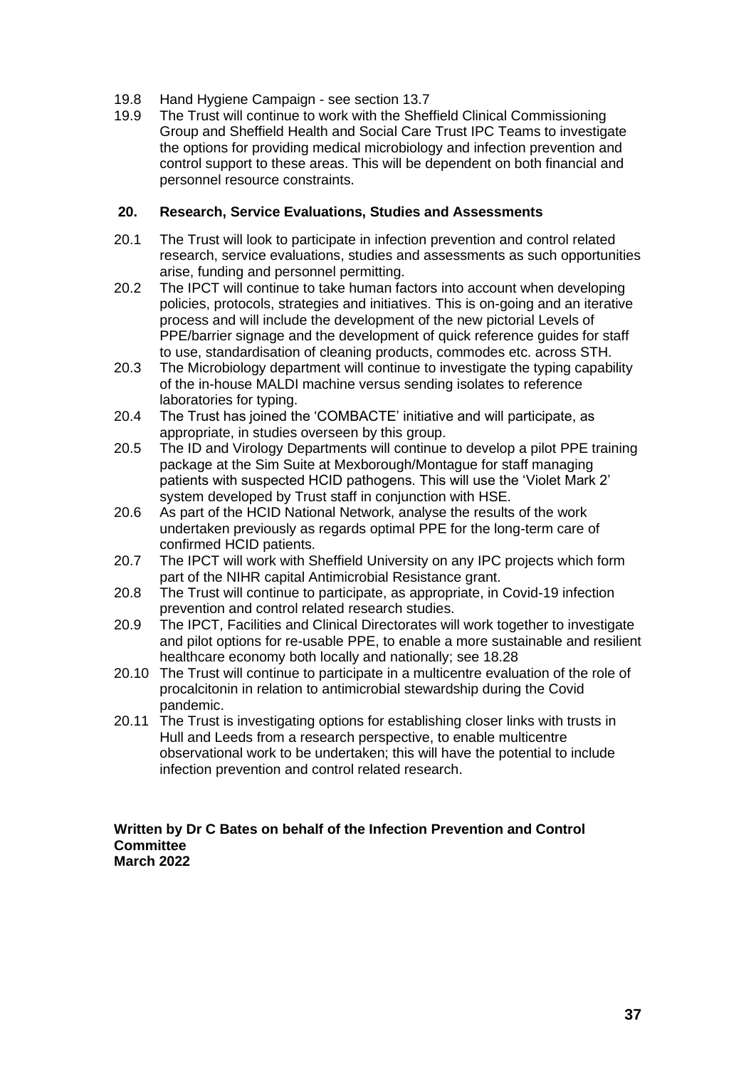19.8 Hand Hygiene Campaign - see section 13.7

19.9 The Trust will continue to work with the Sheffield Clinical Commissioning Group and Sheffield Health and Social Care Trust IPC Teams to investigate the options for providing medical microbiology and infection prevention and control support to these areas. This will be dependent on both financial and personnel resource constraints.

## 20. Research, Service Evaluations, Studies and Assessments

20.1 The Trust will look to participate in infection prevention and control related research, service evaluations, studies and assessments as such opportunities arise, funding and personnel permitting.

20.2 The IPCT will continue to take human factors into account when developing policies, protocols, strategies and initiatives. This is on-going and an iterative process and will include the development of the new pictorial Levels of PPE/barrier signage and the development of quick reference guides for staff to use, standardisation of cleaning products, commodes etc. across STH.

20.3 The Microbiology department will continue to investigate the typing capability of the in-house MALDI machine versus sending isolates to reference laboratories for typing.

20.4 The Trust has joined the 'COMBACTE' initiative and will participate, as appropriate, in studies overseen by this group.

20.5 The ID and Virology Departments will continue to develop a pilot PPE training package at the Sim Suite at Mexborough/Montague for staff managing patients with suspected HCID pathogens. This will use the 'Violet Mark 2' system developed by Trust staff in conjunction with HSE.

20.6 As part of the HCID National Network, analyse the results of the work undertaken previously as regards optimal PPE for the long-term care of confirmed HCID patients.

20.7 The IPCT will work with Sheffield University on any IPC projects which form part of the NIHR capital Antimicrobial Resistance grant.

20.8 The Trust will continue to participate, as appropriate, in Covid-19 infection prevention and control related research studies.

20.9 The IPCT, Facilities and Clinical Directorates will work together to investigate and pilot options for re-usable PPE, to enable a more sustainable and resilient healthcare economy both locally and nationally; see 18.28

20.10 The Trust will continue to participate in a multicentre evaluation of the role of procalcitonin in relation to antimicrobial stewardship during the Covid pandemic.

20.11 The Trust is investigating options for establishing closer links with trusts in Hull and Leeds from a research perspective, to enable multicentre observational work to be undertaken; this will have the potential to include infection prevention and control related research.

**Written by Dr C Bates on behalf of the Infection Prevention and Control Committee**
**March 2022**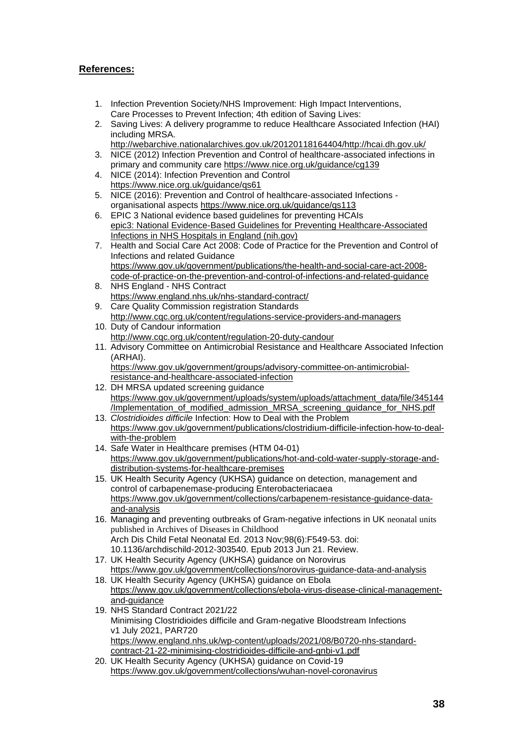**References:**

1. Infection Prevention Society/NHS Improvement: High Impact Interventions, Care Processes to Prevent Infection; 4th edition of Saving Lives:
2. Saving Lives: A delivery programme to reduce Healthcare Associated Infection (HAI) including MRSA. http://webarchive.nationalarchives.gov.uk/20120118164404/http://hcai.dh.gov.uk/
3. NICE (2012) Infection Prevention and Control of healthcare-associated infections in primary and community care https://www.nice.org.uk/guidance/cg139
4. NICE (2014): Infection Prevention and Control https://www.nice.org.uk/guidance/qs61
5. NICE (2016): Prevention and Control of healthcare-associated Infections - organisational aspects https://www.nice.org.uk/guidance/qs113
6. EPIC 3 National evidence based guidelines for preventing HCAIs epic3: National Evidence-Based Guidelines for Preventing Healthcare-Associated Infections in NHS Hospitals in England (nih.gov)
7. Health and Social Care Act 2008: Code of Practice for the Prevention and Control of Infections and related Guidance https://www.gov.uk/government/publications/the-health-and-social-care-act-2008-code-of-practice-on-the-prevention-and-control-of-infections-and-related-guidance
8. NHS England - NHS Contract https://www.england.nhs.uk/nhs-standard-contract/
9. Care Quality Commission registration Standards http://www.cqc.org.uk/content/regulations-service-providers-and-managers
10. Duty of Candour information http://www.cqc.org.uk/content/regulation-20-duty-candour
11. Advisory Committee on Antimicrobial Resistance and Healthcare Associated Infection (ARHAI). https://www.gov.uk/government/groups/advisory-committee-on-antimicrobial-resistance-and-healthcare-associated-infection
12. DH MRSA updated screening guidance https://www.gov.uk/government/uploads/system/uploads/attachment_data/file/345144/Implementation_of_modified_admission_MRSA_screening_guidance_for_NHS.pdf
13. *Clostridioides difficile* Infection: How to Deal with the Problem https://www.gov.uk/government/publications/clostridium-difficile-infection-how-to-deal-with-the-problem
14. Safe Water in Healthcare premises (HTM 04-01) https://www.gov.uk/government/publications/hot-and-cold-water-supply-storage-and-distribution-systems-for-healthcare-premises
15. UK Health Security Agency (UKHSA) guidance on detection, management and control of carbapenemase-producing Enterobacteriacaea https://www.gov.uk/government/collections/carbapenem-resistance-guidance-data-and-analysis
16. Managing and preventing outbreaks of Gram-negative infections in UK neonatal units published in Archives of Diseases in Childhood Arch Dis Child Fetal Neonatal Ed. 2013 Nov;98(6):F549-53. doi: 10.1136/archdischild-2012-303540. Epub 2013 Jun 21. Review.
17. UK Health Security Agency (UKHSA) guidance on Norovirus https://www.gov.uk/government/collections/norovirus-guidance-data-and-analysis
18. UK Health Security Agency (UKHSA) guidance on Ebola https://www.gov.uk/government/collections/ebola-virus-disease-clinical-management-and-guidance
19. NHS Standard Contract 2021/22 Minimising Clostridioides difficile and Gram-negative Bloodstream Infections v1 July 2021, PAR720 https://www.england.nhs.uk/wp-content/uploads/2021/08/B0720-nhs-standard-contract-21-22-minimising-clostridioides-difficile-and-gnbi-v1.pdf
20. UK Health Security Agency (UKHSA) guidance on Covid-19 https://www.gov.uk/government/collections/wuhan-novel-coronavirus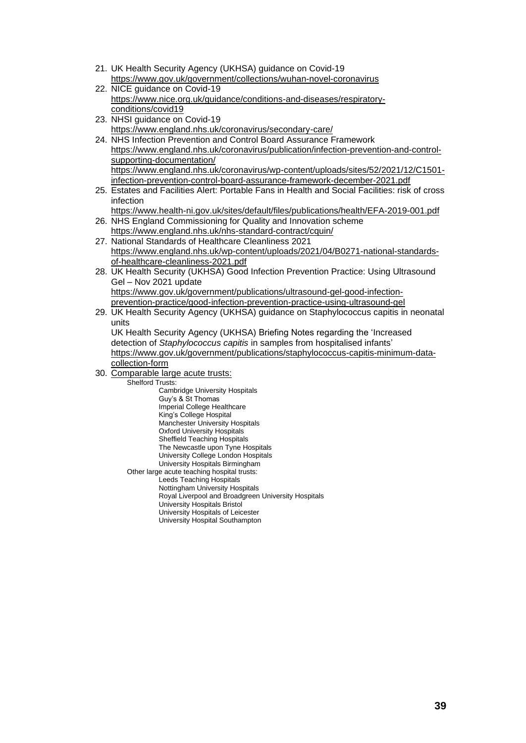21. UK Health Security Agency (UKHSA) guidance on Covid-19
    https://www.gov.uk/government/collections/wuhan-novel-coronavirus
22. NICE guidance on Covid-19
    https://www.nice.org.uk/guidance/conditions-and-diseases/respiratory-conditions/covid19
23. NHSI guidance on Covid-19
    https://www.england.nhs.uk/coronavirus/secondary-care/
24. NHS Infection Prevention and Control Board Assurance Framework
    https://www.england.nhs.uk/coronavirus/publication/infection-prevention-and-control-supporting-documentation/
    https://www.england.nhs.uk/coronavirus/wp-content/uploads/sites/52/2021/12/C1501-infection-prevention-control-board-assurance-framework-december-2021.pdf
25. Estates and Facilities Alert: Portable Fans in Health and Social Facilities: risk of cross infection
    https://www.health-ni.gov.uk/sites/default/files/publications/health/EFA-2019-001.pdf
26. NHS England Commissioning for Quality and Innovation scheme
    https://www.england.nhs.uk/nhs-standard-contract/cquin/
27. National Standards of Healthcare Cleanliness 2021
    https://www.england.nhs.uk/wp-content/uploads/2021/04/B0271-national-standards-of-healthcare-cleanliness-2021.pdf
28. UK Health Security (UKHSA) Good Infection Prevention Practice: Using Ultrasound Gel – Nov 2021 update
    https://www.gov.uk/government/publications/ultrasound-gel-good-infection-prevention-practice/good-infection-prevention-practice-using-ultrasound-gel
29. UK Health Security Agency (UKHSA) guidance on Staphylococcus capitis in neonatal units
    UK Health Security Agency (UKHSA) Briefing Notes regarding the 'Increased detection of *Staphylococcus capitis* in samples from hospitalised infants'
    https://www.gov.uk/government/publications/staphylococcus-capitis-minimum-data-collection-form
30. Comparable large acute trusts:
    - Shelford Trusts:
        - Cambridge University Hospitals
        - Guy's & St Thomas
        - Imperial College Healthcare
        - King's College Hospital
        - Manchester University Hospitals
        - Oxford University Hospitals
        - Sheffield Teaching Hospitals
        - The Newcastle upon Tyne Hospitals
        - University College London Hospitals
        - University Hospitals Birmingham
    - Other large acute teaching hospital trusts:
        - Leeds Teaching Hospitals
        - Nottingham University Hospitals
        - Royal Liverpool and Broadgreen University Hospitals
        - University Hospitals Bristol
        - University Hospitals of Leicester
        - University Hospital Southampton